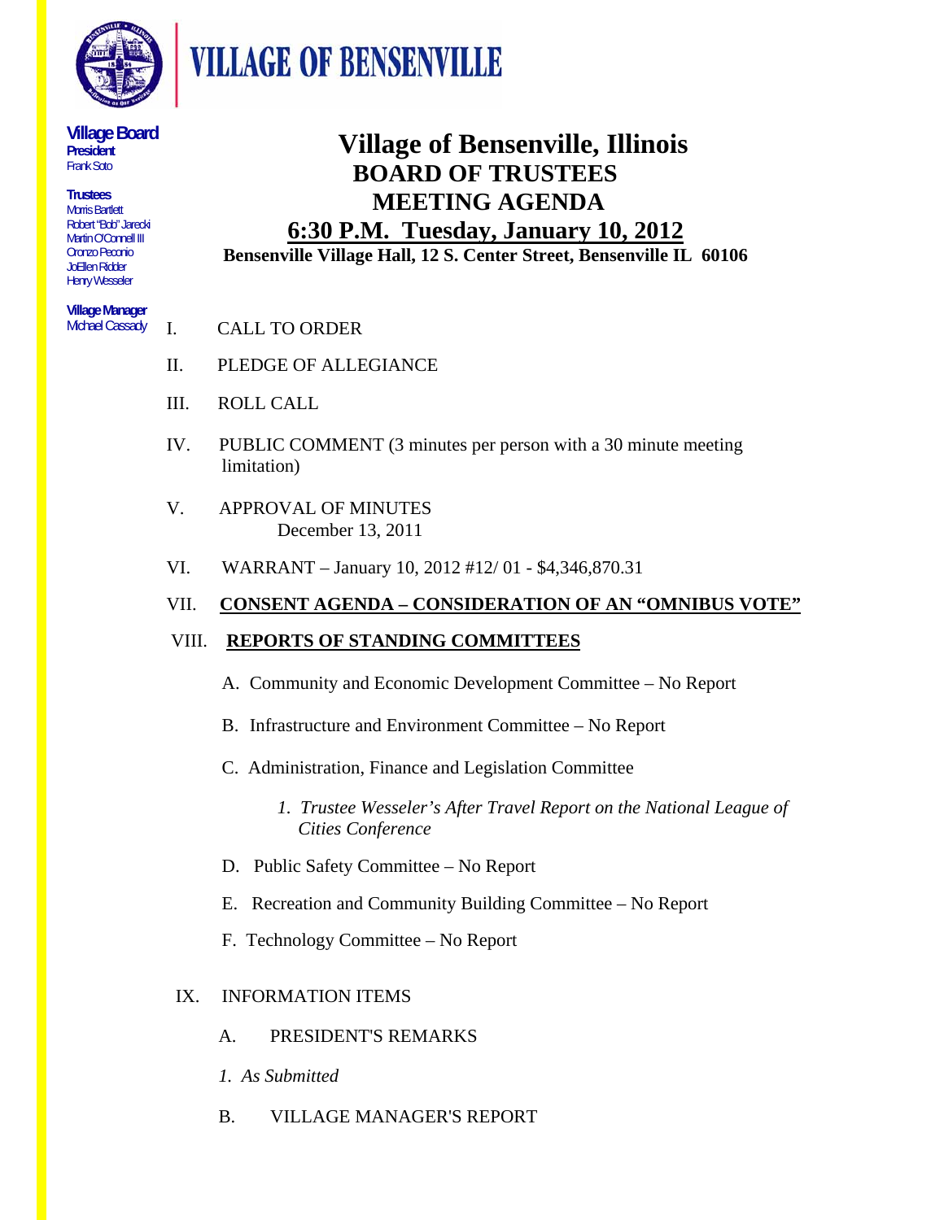# VILLAGE OF BENSENVILLE

**Village Board**
**President**
Frank Soto

**Trustees**
Morris Bartlett
Robert "Bob" Jarecki
Martin O'Connell III
Oronzo Peconio
JoEllen Ridder
Henry Wesseler

**Village Manager**
Michael Cassady

# Village of Bensenville, Illinois
## BOARD OF TRUSTEES
## MEETING AGENDA
## 6:30 P.M. Tuesday, January 10, 2012

**Bensenville Village Hall, 12 S. Center Street, Bensenville IL 60106**

I. CALL TO ORDER

II. PLEDGE OF ALLEGIANCE

III. ROLL CALL

IV. PUBLIC COMMENT (3 minutes per person with a 30 minute meeting limitation)

V. APPROVAL OF MINUTES
December 13, 2011

VI. WARRANT – January 10, 2012 #12/ 01 - $4,346,870.31

VII. **CONSENT AGENDA – CONSIDERATION OF AN "OMNIBUS VOTE"**

VIII. **REPORTS OF STANDING COMMITTEES**

A. Community and Economic Development Committee – No Report

B. Infrastructure and Environment Committee – No Report

C. Administration, Finance and Legislation Committee

*1. Trustee Wesseler's After Travel Report on the National League of Cities Conference*

D. Public Safety Committee – No Report

E. Recreation and Community Building Committee – No Report

F. Technology Committee – No Report

IX. INFORMATION ITEMS

A. PRESIDENT'S REMARKS

*1. As Submitted*

B. VILLAGE MANAGER'S REPORT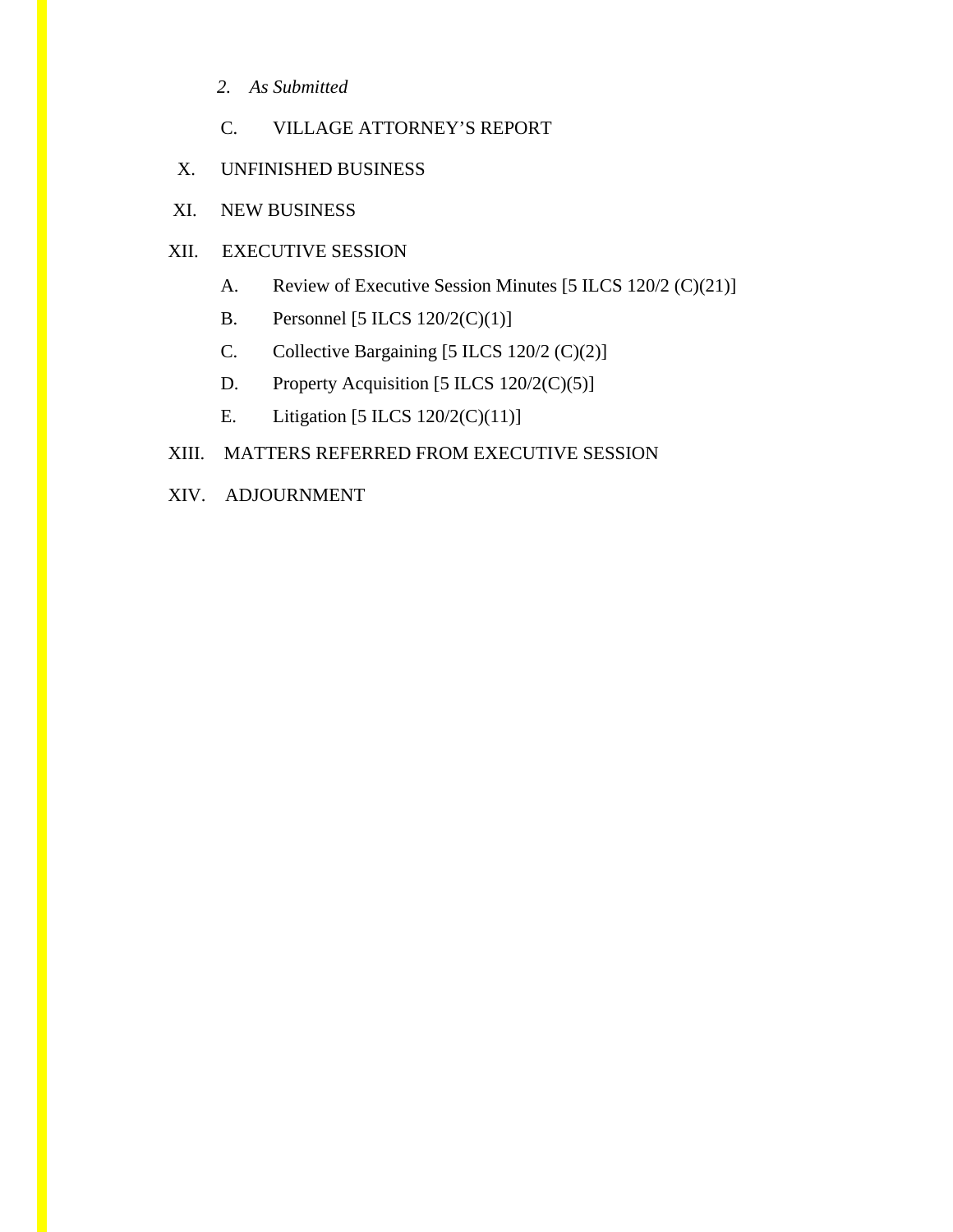2. *As Submitted*

   C. VILLAGE ATTORNEY'S REPORT

X. UNFINISHED BUSINESS

XI. NEW BUSINESS

XII. EXECUTIVE SESSION

   A. Review of Executive Session Minutes [5 ILCS 120/2 (C)(21)]

   B. Personnel [5 ILCS 120/2(C)(1)]

   C. Collective Bargaining [5 ILCS 120/2 (C)(2)]

   D. Property Acquisition [5 ILCS 120/2(C)(5)]

   E. Litigation [5 ILCS 120/2(C)(11)]

XIII. MATTERS REFERRED FROM EXECUTIVE SESSION

XIV. ADJOURNMENT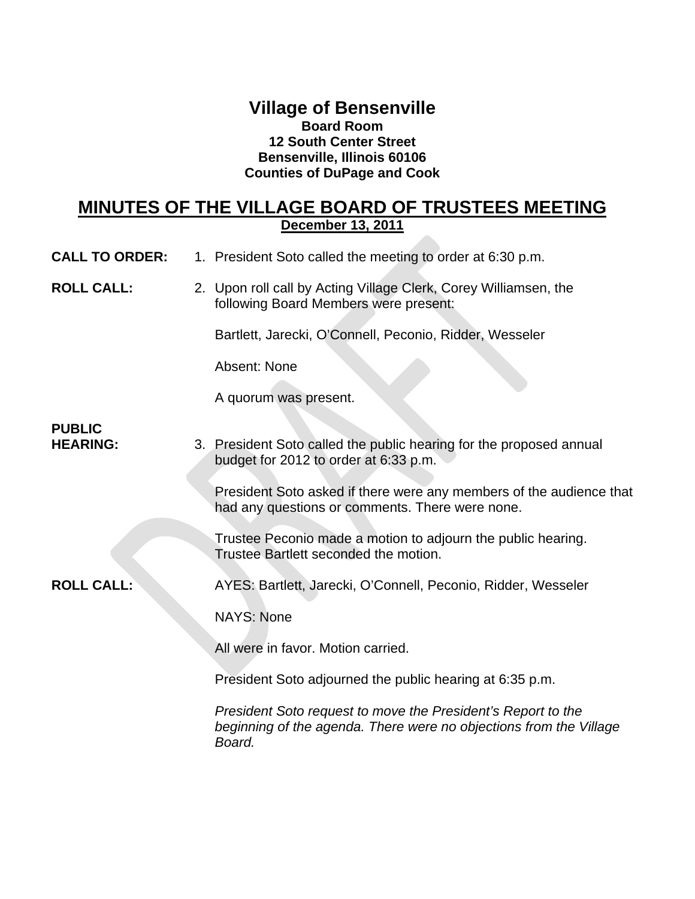# Village of Bensenville

**Board Room**
**12 South Center Street**
**Bensenville, Illinois 60106**
**Counties of DuPage and Cook**

## MINUTES OF THE VILLAGE BOARD OF TRUSTEES MEETING

**December 13, 2011**

**CALL TO ORDER:** 1. President Soto called the meeting to order at 6:30 p.m.

**ROLL CALL:** 2. Upon roll call by Acting Village Clerk, Corey Williamsen, the following Board Members were present:

Bartlett, Jarecki, O'Connell, Peconio, Ridder, Wesseler

Absent: None

A quorum was present.

**PUBLIC HEARING:** 3. President Soto called the public hearing for the proposed annual budget for 2012 to order at 6:33 p.m.

President Soto asked if there were any members of the audience that had any questions or comments. There were none.

Trustee Peconio made a motion to adjourn the public hearing. Trustee Bartlett seconded the motion.

**ROLL CALL:** AYES: Bartlett, Jarecki, O'Connell, Peconio, Ridder, Wesseler

NAYS: None

All were in favor. Motion carried.

President Soto adjourned the public hearing at 6:35 p.m.

*President Soto request to move the President's Report to the beginning of the agenda. There were no objections from the Village Board.*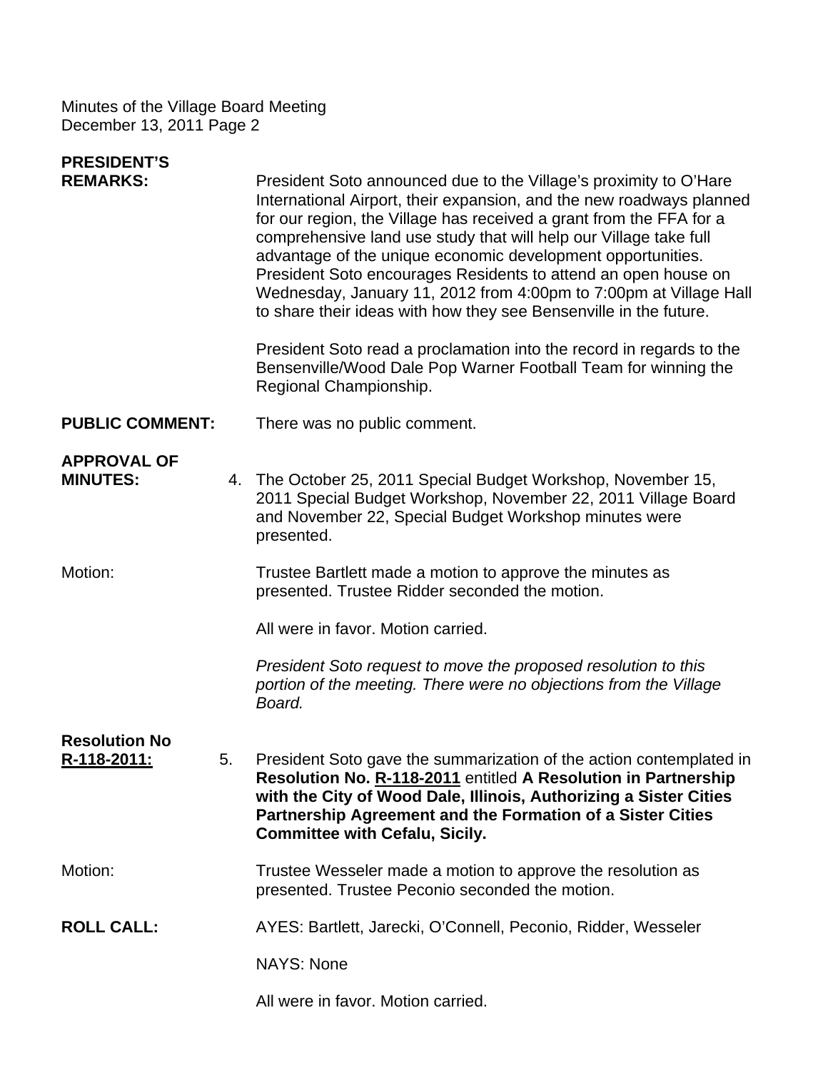**PRESIDENT'S REMARKS:** President Soto announced due to the Village's proximity to O'Hare International Airport, their expansion, and the new roadways planned for our region, the Village has received a grant from the FFA for a comprehensive land use study that will help our Village take full advantage of the unique economic development opportunities. President Soto encourages Residents to attend an open house on Wednesday, January 11, 2012 from 4:00pm to 7:00pm at Village Hall to share their ideas with how they see Bensenville in the future.

President Soto read a proclamation into the record in regards to the Bensenville/Wood Dale Pop Warner Football Team for winning the Regional Championship.

**PUBLIC COMMENT:** There was no public comment.

**APPROVAL OF MINUTES:**

4. The October 25, 2011 Special Budget Workshop, November 15, 2011 Special Budget Workshop, November 22, 2011 Village Board and November 22, Special Budget Workshop minutes were presented.

Motion: Trustee Bartlett made a motion to approve the minutes as presented. Trustee Ridder seconded the motion.

All were in favor. Motion carried.

*President Soto request to move the proposed resolution to this portion of the meeting. There were no objections from the Village Board.*

**Resolution No R-118-2011:**

5. President Soto gave the summarization of the action contemplated in **Resolution No. R-118-2011** entitled **A Resolution in Partnership with the City of Wood Dale, Illinois, Authorizing a Sister Cities Partnership Agreement and the Formation of a Sister Cities Committee with Cefalu, Sicily.**

Motion: Trustee Wesseler made a motion to approve the resolution as presented. Trustee Peconio seconded the motion.

**ROLL CALL:** AYES: Bartlett, Jarecki, O'Connell, Peconio, Ridder, Wesseler

NAYS: None

All were in favor. Motion carried.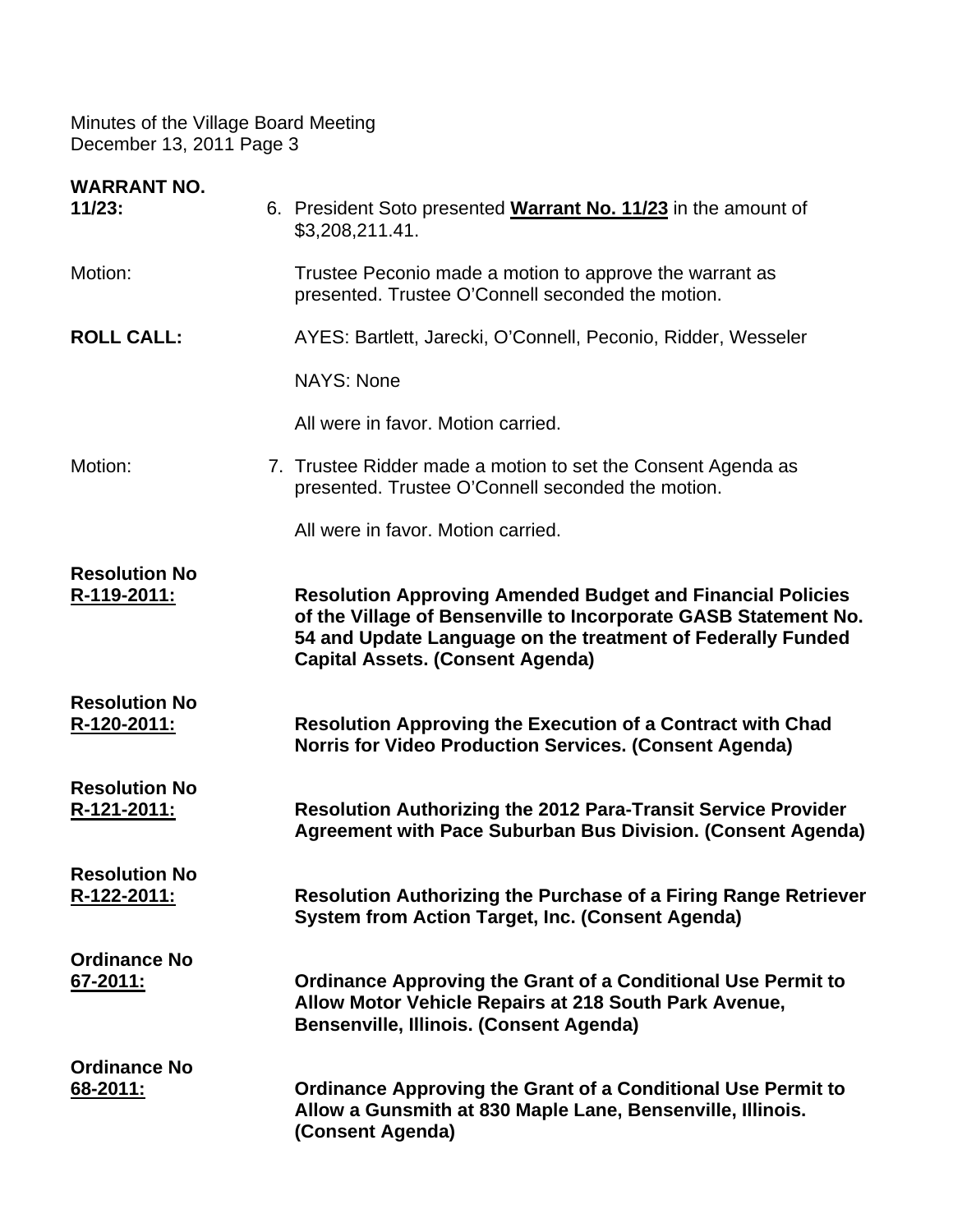**WARRANT NO. 11/23:** 6. President Soto presented **Warrant No. 11/23** in the amount of $3,208,211.41.

Motion: Trustee Peconio made a motion to approve the warrant as presented. Trustee O'Connell seconded the motion.

**ROLL CALL:** AYES: Bartlett, Jarecki, O'Connell, Peconio, Ridder, Wesseler

NAYS: None

All were in favor. Motion carried.

Motion: 7. Trustee Ridder made a motion to set the Consent Agenda as presented. Trustee O'Connell seconded the motion.

All were in favor. Motion carried.

**Resolution No R-119-2011:** **Resolution Approving Amended Budget and Financial Policies of the Village of Bensenville to Incorporate GASB Statement No. 54 and Update Language on the treatment of Federally Funded Capital Assets. (Consent Agenda)**

**Resolution No R-120-2011:** **Resolution Approving the Execution of a Contract with Chad Norris for Video Production Services. (Consent Agenda)**

**Resolution No R-121-2011:** **Resolution Authorizing the 2012 Para-Transit Service Provider Agreement with Pace Suburban Bus Division. (Consent Agenda)**

**Resolution No R-122-2011:** **Resolution Authorizing the Purchase of a Firing Range Retriever System from Action Target, Inc. (Consent Agenda)**

**Ordinance No 67-2011:** **Ordinance Approving the Grant of a Conditional Use Permit to Allow Motor Vehicle Repairs at 218 South Park Avenue, Bensenville, Illinois. (Consent Agenda)**

**Ordinance No 68-2011:** **Ordinance Approving the Grant of a Conditional Use Permit to Allow a Gunsmith at 830 Maple Lane, Bensenville, Illinois. (Consent Agenda)**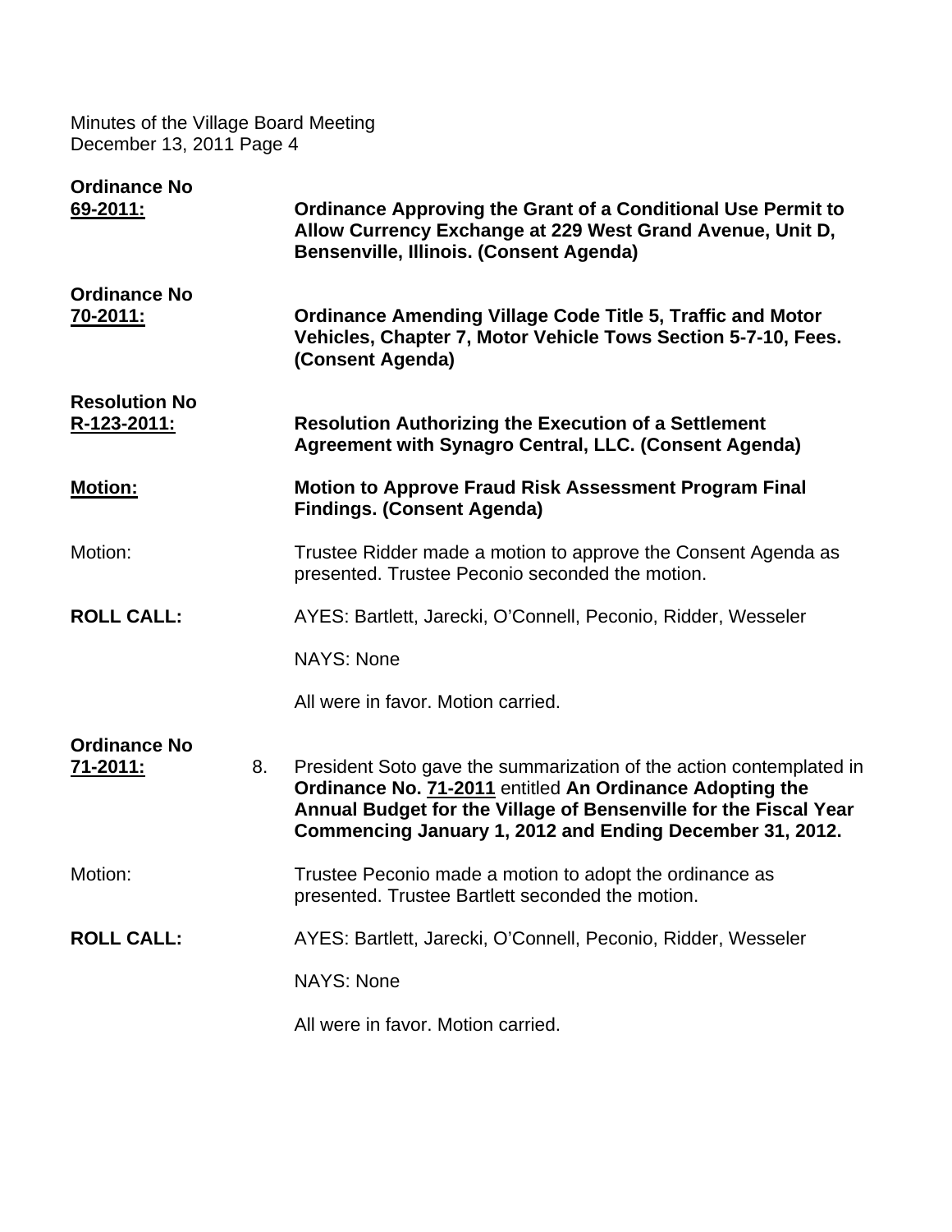**Ordinance No 69-2011:** **Ordinance Approving the Grant of a Conditional Use Permit to Allow Currency Exchange at 229 West Grand Avenue, Unit D, Bensenville, Illinois. (Consent Agenda)**

**Ordinance No 70-2011:** **Ordinance Amending Village Code Title 5, Traffic and Motor Vehicles, Chapter 7, Motor Vehicle Tows Section 5-7-10, Fees. (Consent Agenda)**

**Resolution No R-123-2011:** **Resolution Authorizing the Execution of a Settlement Agreement with Synagro Central, LLC. (Consent Agenda)**

**Motion:** **Motion to Approve Fraud Risk Assessment Program Final Findings. (Consent Agenda)**

Motion: Trustee Ridder made a motion to approve the Consent Agenda as presented. Trustee Peconio seconded the motion.

**ROLL CALL:** AYES: Bartlett, Jarecki, O'Connell, Peconio, Ridder, Wesseler

NAYS: None

All were in favor. Motion carried.

**Ordinance No 71-2011:** 8. President Soto gave the summarization of the action contemplated in **Ordinance No. 71-2011** entitled **An Ordinance Adopting the Annual Budget for the Village of Bensenville for the Fiscal Year Commencing January 1, 2012 and Ending December 31, 2012.**

Motion: Trustee Peconio made a motion to adopt the ordinance as presented. Trustee Bartlett seconded the motion.

**ROLL CALL:** AYES: Bartlett, Jarecki, O'Connell, Peconio, Ridder, Wesseler

NAYS: None

All were in favor. Motion carried.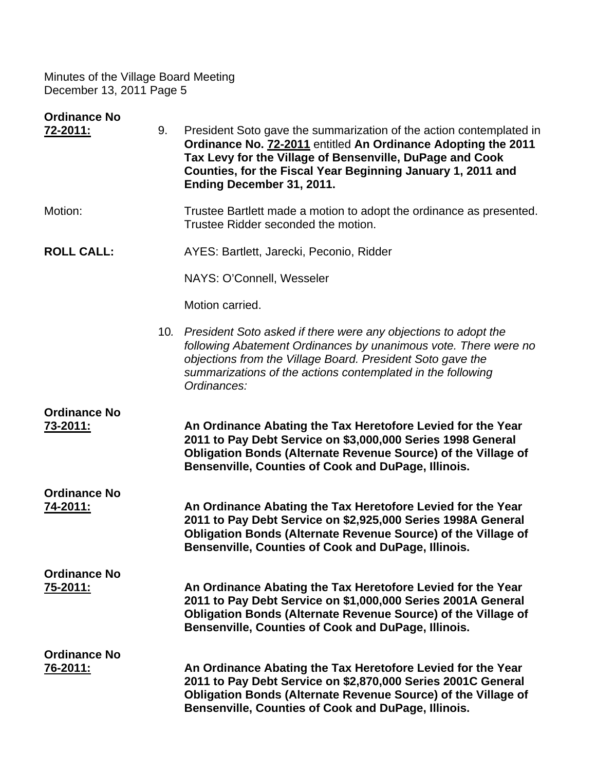**Ordinance No**
**72-2011:**

9. President Soto gave the summarization of the action contemplated in **Ordinance No. 72-2011** entitled **An Ordinance Adopting the 2011 Tax Levy for the Village of Bensenville, DuPage and Cook Counties, for the Fiscal Year Beginning January 1, 2011 and Ending December 31, 2011.**

Motion: Trustee Bartlett made a motion to adopt the ordinance as presented. Trustee Ridder seconded the motion.

**ROLL CALL:** AYES: Bartlett, Jarecki, Peconio, Ridder

NAYS: O'Connell, Wesseler

Motion carried.

10. *President Soto asked if there were any objections to adopt the following Abatement Ordinances by unanimous vote. There were no objections from the Village Board. President Soto gave the summarizations of the actions contemplated in the following Ordinances:*

**Ordinance No**
**73-2011:**

**An Ordinance Abating the Tax Heretofore Levied for the Year 2011 to Pay Debt Service on $3,000,000 Series 1998 General Obligation Bonds (Alternate Revenue Source) of the Village of Bensenville, Counties of Cook and DuPage, Illinois.**

**Ordinance No**
**74-2011:**

**An Ordinance Abating the Tax Heretofore Levied for the Year 2011 to Pay Debt Service on $2,925,000 Series 1998A General Obligation Bonds (Alternate Revenue Source) of the Village of Bensenville, Counties of Cook and DuPage, Illinois.**

**Ordinance No**
**75-2011:**

**An Ordinance Abating the Tax Heretofore Levied for the Year 2011 to Pay Debt Service on $1,000,000 Series 2001A General Obligation Bonds (Alternate Revenue Source) of the Village of Bensenville, Counties of Cook and DuPage, Illinois.**

**Ordinance No**
**76-2011:**

**An Ordinance Abating the Tax Heretofore Levied for the Year 2011 to Pay Debt Service on $2,870,000 Series 2001C General Obligation Bonds (Alternate Revenue Source) of the Village of Bensenville, Counties of Cook and DuPage, Illinois.**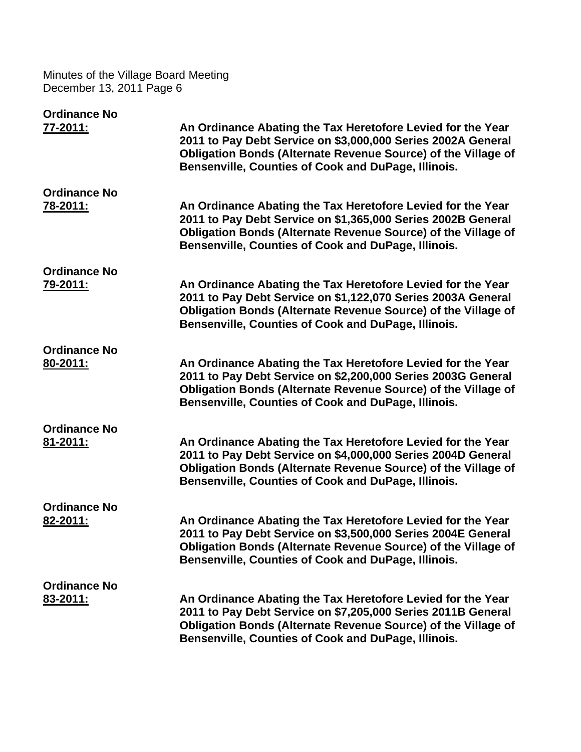**Ordinance No 77-2011:** **An Ordinance Abating the Tax Heretofore Levied for the Year 2011 to Pay Debt Service on $3,000,000 Series 2002A General Obligation Bonds (Alternate Revenue Source) of the Village of Bensenville, Counties of Cook and DuPage, Illinois.**

**Ordinance No 78-2011:** **An Ordinance Abating the Tax Heretofore Levied for the Year 2011 to Pay Debt Service on $1,365,000 Series 2002B General Obligation Bonds (Alternate Revenue Source) of the Village of Bensenville, Counties of Cook and DuPage, Illinois.**

**Ordinance No 79-2011:** **An Ordinance Abating the Tax Heretofore Levied for the Year 2011 to Pay Debt Service on $1,122,070 Series 2003A General Obligation Bonds (Alternate Revenue Source) of the Village of Bensenville, Counties of Cook and DuPage, Illinois.**

**Ordinance No 80-2011:** **An Ordinance Abating the Tax Heretofore Levied for the Year 2011 to Pay Debt Service on $2,200,000 Series 2003G General Obligation Bonds (Alternate Revenue Source) of the Village of Bensenville, Counties of Cook and DuPage, Illinois.**

**Ordinance No 81-2011:** **An Ordinance Abating the Tax Heretofore Levied for the Year 2011 to Pay Debt Service on $4,000,000 Series 2004D General Obligation Bonds (Alternate Revenue Source) of the Village of Bensenville, Counties of Cook and DuPage, Illinois.**

**Ordinance No 82-2011:** **An Ordinance Abating the Tax Heretofore Levied for the Year 2011 to Pay Debt Service on $3,500,000 Series 2004E General Obligation Bonds (Alternate Revenue Source) of the Village of Bensenville, Counties of Cook and DuPage, Illinois.**

**Ordinance No 83-2011:** **An Ordinance Abating the Tax Heretofore Levied for the Year 2011 to Pay Debt Service on $7,205,000 Series 2011B General Obligation Bonds (Alternate Revenue Source) of the Village of Bensenville, Counties of Cook and DuPage, Illinois.**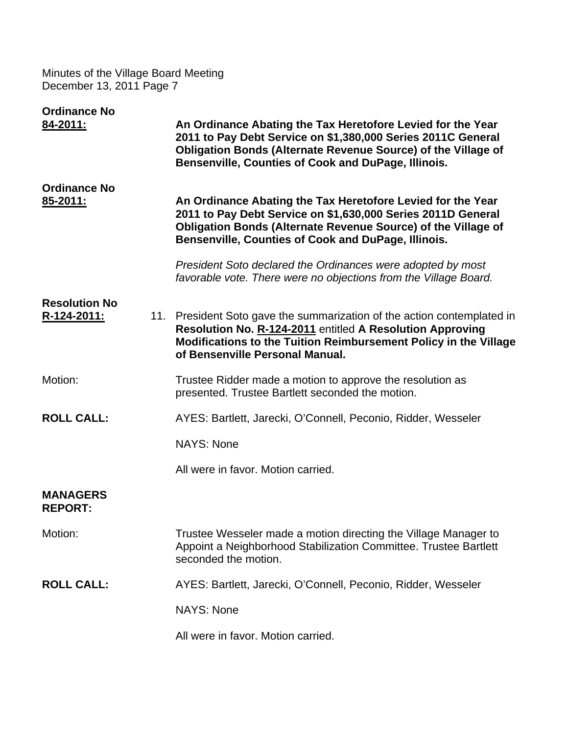**Ordinance No 84-2011:** **An Ordinance Abating the Tax Heretofore Levied for the Year 2011 to Pay Debt Service on $1,380,000 Series 2011C General Obligation Bonds (Alternate Revenue Source) of the Village of Bensenville, Counties of Cook and DuPage, Illinois.**

**Ordinance No 85-2011:** **An Ordinance Abating the Tax Heretofore Levied for the Year 2011 to Pay Debt Service on $1,630,000 Series 2011D General Obligation Bonds (Alternate Revenue Source) of the Village of Bensenville, Counties of Cook and DuPage, Illinois.**

*President Soto declared the Ordinances were adopted by most favorable vote. There were no objections from the Village Board.*

**Resolution No R-124-2011:** 11. President Soto gave the summarization of the action contemplated in **Resolution No. R-124-2011** entitled **A Resolution Approving Modifications to the Tuition Reimbursement Policy in the Village of Bensenville Personal Manual.**

Motion: Trustee Ridder made a motion to approve the resolution as presented. Trustee Bartlett seconded the motion.

**ROLL CALL:** AYES: Bartlett, Jarecki, O'Connell, Peconio, Ridder, Wesseler

NAYS: None

All were in favor. Motion carried.

**MANAGERS REPORT:**

Motion: Trustee Wesseler made a motion directing the Village Manager to Appoint a Neighborhood Stabilization Committee. Trustee Bartlett seconded the motion.

**ROLL CALL:** AYES: Bartlett, Jarecki, O'Connell, Peconio, Ridder, Wesseler

NAYS: None

All were in favor. Motion carried.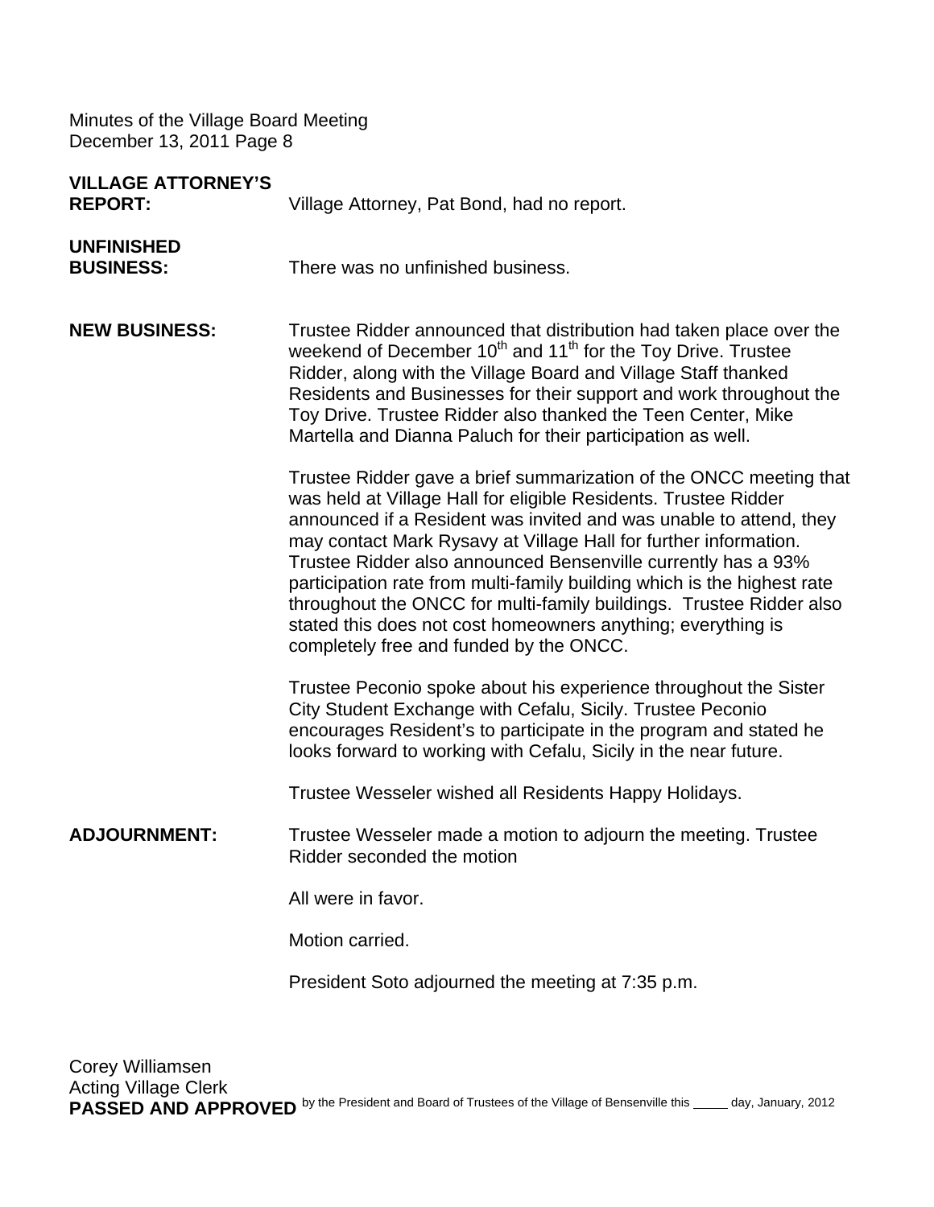**VILLAGE ATTORNEY'S REPORT:** Village Attorney, Pat Bond, had no report.

**UNFINISHED BUSINESS:** There was no unfinished business.

**NEW BUSINESS:** Trustee Ridder announced that distribution had taken place over the weekend of December 10th and 11th for the Toy Drive. Trustee Ridder, along with the Village Board and Village Staff thanked Residents and Businesses for their support and work throughout the Toy Drive. Trustee Ridder also thanked the Teen Center, Mike Martella and Dianna Paluch for their participation as well.

Trustee Ridder gave a brief summarization of the ONCC meeting that was held at Village Hall for eligible Residents. Trustee Ridder announced if a Resident was invited and was unable to attend, they may contact Mark Rysavy at Village Hall for further information. Trustee Ridder also announced Bensenville currently has a 93% participation rate from multi-family building which is the highest rate throughout the ONCC for multi-family buildings. Trustee Ridder also stated this does not cost homeowners anything; everything is completely free and funded by the ONCC.

Trustee Peconio spoke about his experience throughout the Sister City Student Exchange with Cefalu, Sicily. Trustee Peconio encourages Resident's to participate in the program and stated he looks forward to working with Cefalu, Sicily in the near future.

Trustee Wesseler wished all Residents Happy Holidays.

**ADJOURNMENT:** Trustee Wesseler made a motion to adjourn the meeting. Trustee Ridder seconded the motion

All were in favor.

Motion carried.

President Soto adjourned the meeting at 7:35 p.m.

Corey Williamsen
Acting Village Clerk

**PASSED AND APPROVED** by the President and Board of Trustees of the Village of Bensenville this _____ day, January, 2012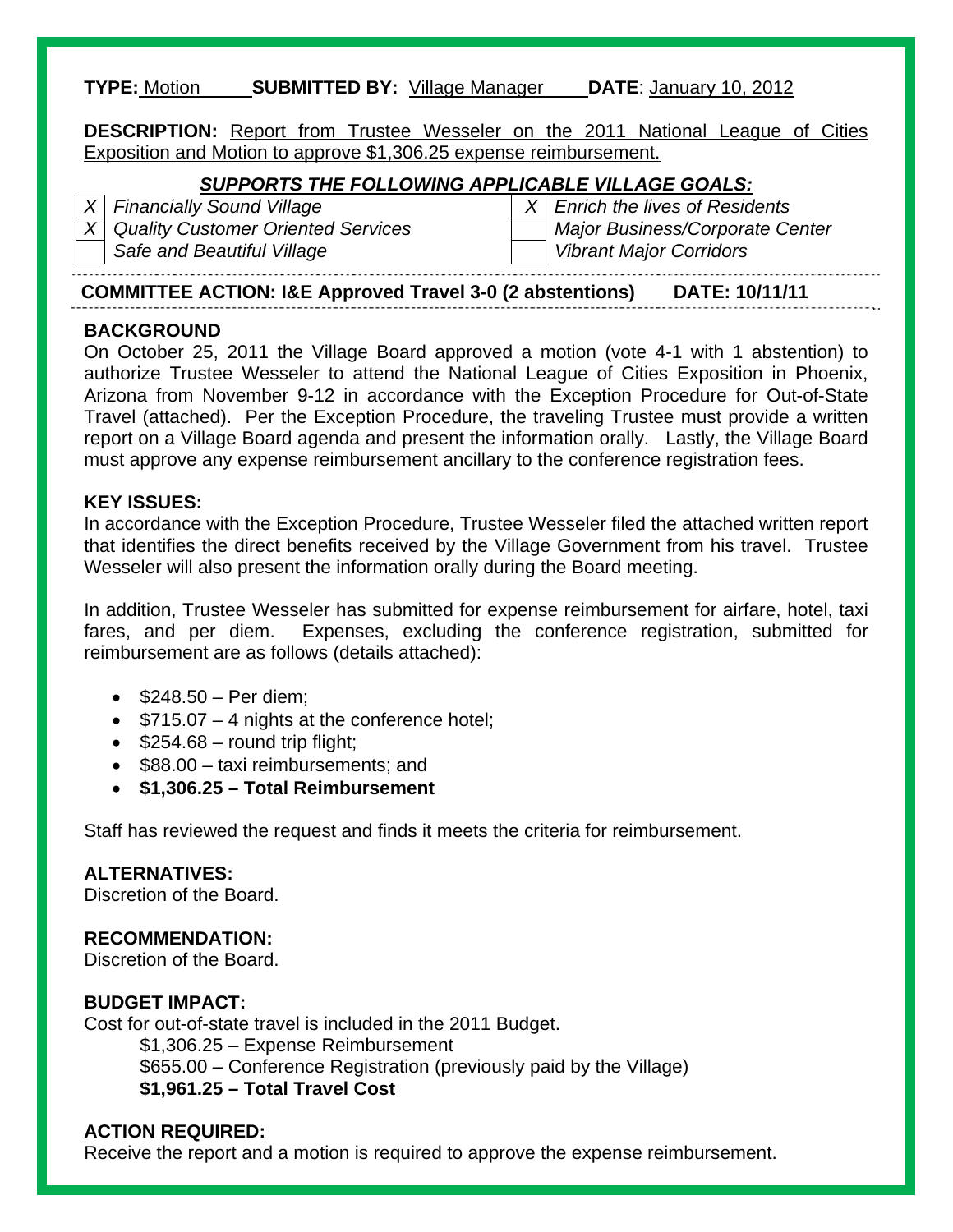**TYPE:** Motion **SUBMITTED BY:** Village Manager **DATE**: January 10, 2012

**DESCRIPTION:** Report from Trustee Wesseler on the 2011 National League of Cities Exposition and Motion to approve $1,306.25 expense reimbursement.

***SUPPORTS THE FOLLOWING APPLICABLE VILLAGE GOALS:***

| | | | |
|---|---|---|---|
| X | *Financially Sound Village* | X | *Enrich the lives of Residents* |
| X | *Quality Customer Oriented Services* | | *Major Business/Corporate Center* |
| | *Safe and Beautiful Village* | | *Vibrant Major Corridors* |

**COMMITTEE ACTION: I&E Approved Travel 3-0 (2 abstentions) DATE: 10/11/11**

**BACKGROUND**

On October 25, 2011 the Village Board approved a motion (vote 4-1 with 1 abstention) to authorize Trustee Wesseler to attend the National League of Cities Exposition in Phoenix, Arizona from November 9-12 in accordance with the Exception Procedure for Out-of-State Travel (attached). Per the Exception Procedure, the traveling Trustee must provide a written report on a Village Board agenda and present the information orally. Lastly, the Village Board must approve any expense reimbursement ancillary to the conference registration fees.

**KEY ISSUES:**

In accordance with the Exception Procedure, Trustee Wesseler filed the attached written report that identifies the direct benefits received by the Village Government from his travel. Trustee Wesseler will also present the information orally during the Board meeting.

In addition, Trustee Wesseler has submitted for expense reimbursement for airfare, hotel, taxi fares, and per diem. Expenses, excluding the conference registration, submitted for reimbursement are as follows (details attached):

- $248.50 – Per diem;
- $715.07 – 4 nights at the conference hotel;
- $254.68 – round trip flight;
- $88.00 – taxi reimbursements; and
- **$1,306.25 – Total Reimbursement**

Staff has reviewed the request and finds it meets the criteria for reimbursement.

**ALTERNATIVES:**

Discretion of the Board.

**RECOMMENDATION:**

Discretion of the Board.

**BUDGET IMPACT:**

Cost for out-of-state travel is included in the 2011 Budget.

$1,306.25 – Expense Reimbursement
$655.00 – Conference Registration (previously paid by the Village)
**$1,961.25 – Total Travel Cost**

**ACTION REQUIRED:**

Receive the report and a motion is required to approve the expense reimbursement.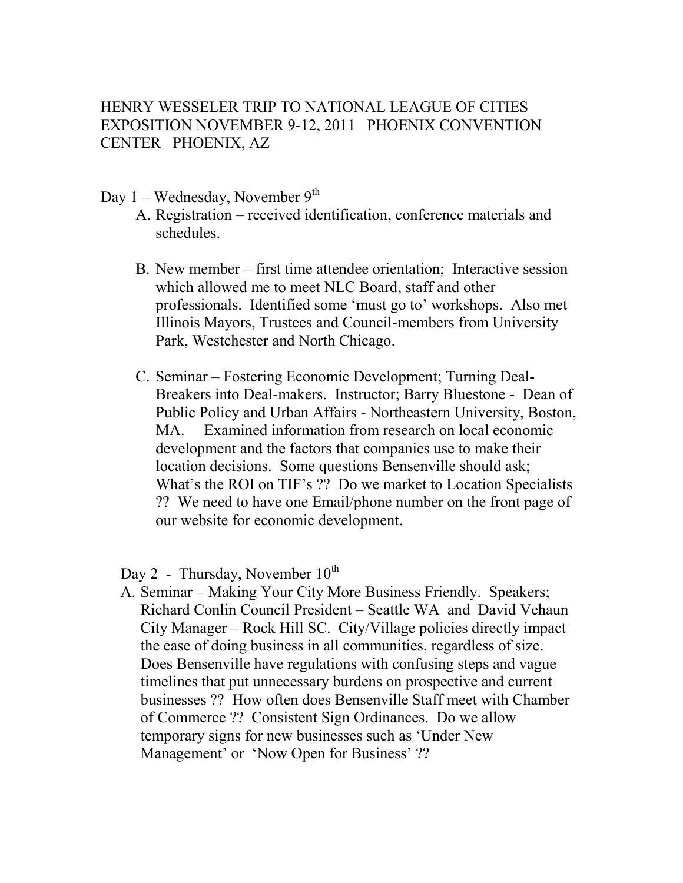HENRY WESSELER TRIP TO NATIONAL LEAGUE OF CITIES EXPOSITION NOVEMBER 9-12, 2011 PHOENIX CONVENTION CENTER PHOENIX, AZ

Day 1 – Wednesday, November 9th

A. Registration – received identification, conference materials and schedules.

B. New member – first time attendee orientation; Interactive session which allowed me to meet NLC Board, staff and other professionals. Identified some 'must go to' workshops. Also met Illinois Mayors, Trustees and Council-members from University Park, Westchester and North Chicago.

C. Seminar – Fostering Economic Development; Turning Deal-Breakers into Deal-makers. Instructor; Barry Bluestone - Dean of Public Policy and Urban Affairs - Northeastern University, Boston, MA. Examined information from research on local economic development and the factors that companies use to make their location decisions. Some questions Bensenville should ask; What's the ROI on TIF's ?? Do we market to Location Specialists ?? We need to have one Email/phone number on the front page of our website for economic development.

Day 2 - Thursday, November 10th

A. Seminar – Making Your City More Business Friendly. Speakers; Richard Conlin Council President – Seattle WA and David Vehaun City Manager – Rock Hill SC. City/Village policies directly impact the ease of doing business in all communities, regardless of size. Does Bensenville have regulations with confusing steps and vague timelines that put unnecessary burdens on prospective and current businesses ?? How often does Bensenville Staff meet with Chamber of Commerce ?? Consistent Sign Ordinances. Do we allow temporary signs for new businesses such as 'Under New Management' or 'Now Open for Business' ??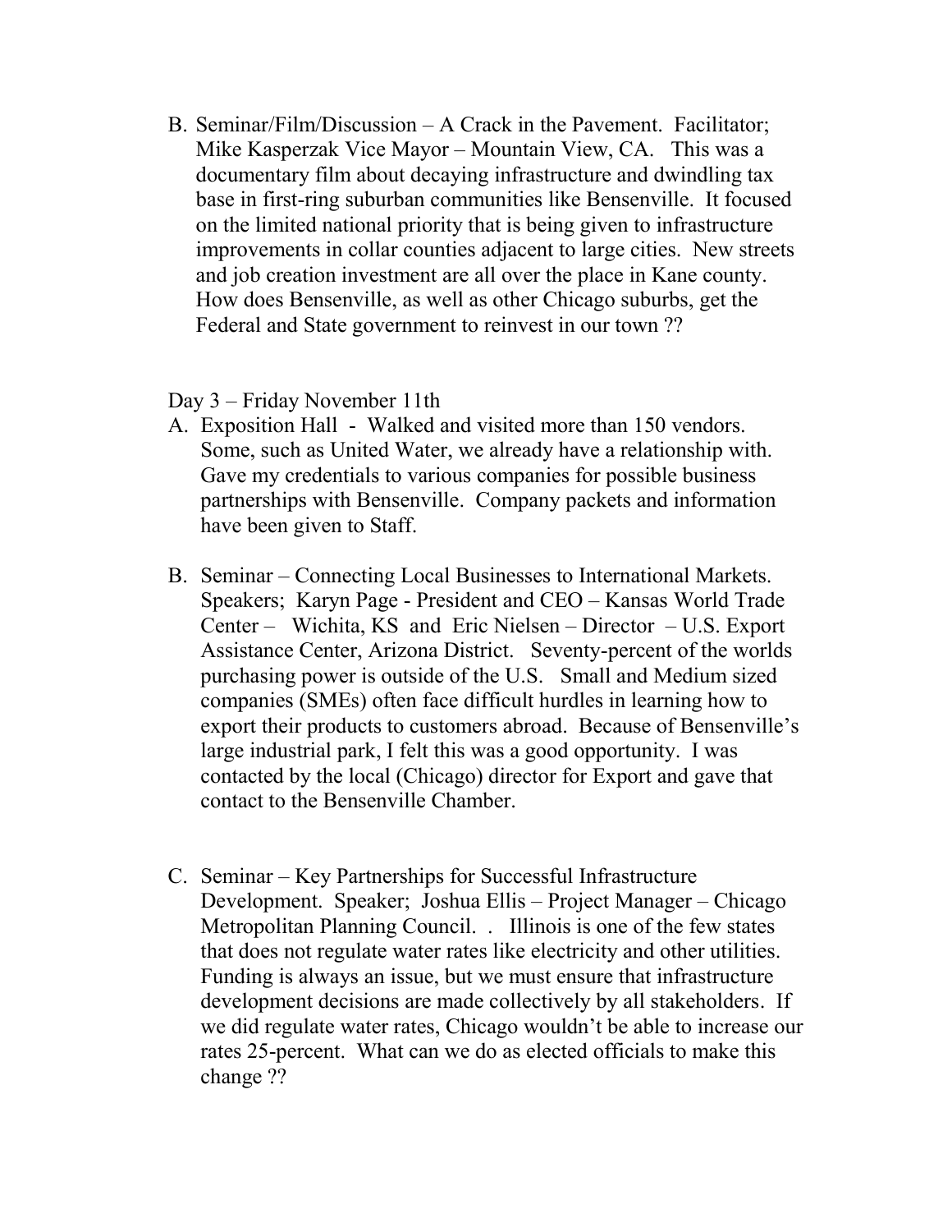B. Seminar/Film/Discussion – A Crack in the Pavement. Facilitator; Mike Kasperzak Vice Mayor – Mountain View, CA. This was a documentary film about decaying infrastructure and dwindling tax base in first-ring suburban communities like Bensenville. It focused on the limited national priority that is being given to infrastructure improvements in collar counties adjacent to large cities. New streets and job creation investment are all over the place in Kane county. How does Bensenville, as well as other Chicago suburbs, get the Federal and State government to reinvest in our town ??

Day 3 – Friday November 11th

A. Exposition Hall - Walked and visited more than 150 vendors. Some, such as United Water, we already have a relationship with. Gave my credentials to various companies for possible business partnerships with Bensenville. Company packets and information have been given to Staff.

B. Seminar – Connecting Local Businesses to International Markets. Speakers; Karyn Page - President and CEO – Kansas World Trade Center – Wichita, KS and Eric Nielsen – Director – U.S. Export Assistance Center, Arizona District. Seventy-percent of the worlds purchasing power is outside of the U.S. Small and Medium sized companies (SMEs) often face difficult hurdles in learning how to export their products to customers abroad. Because of Bensenville's large industrial park, I felt this was a good opportunity. I was contacted by the local (Chicago) director for Export and gave that contact to the Bensenville Chamber.

C. Seminar – Key Partnerships for Successful Infrastructure Development. Speaker; Joshua Ellis – Project Manager – Chicago Metropolitan Planning Council. . Illinois is one of the few states that does not regulate water rates like electricity and other utilities. Funding is always an issue, but we must ensure that infrastructure development decisions are made collectively by all stakeholders. If we did regulate water rates, Chicago wouldn't be able to increase our rates 25-percent. What can we do as elected officials to make this change ??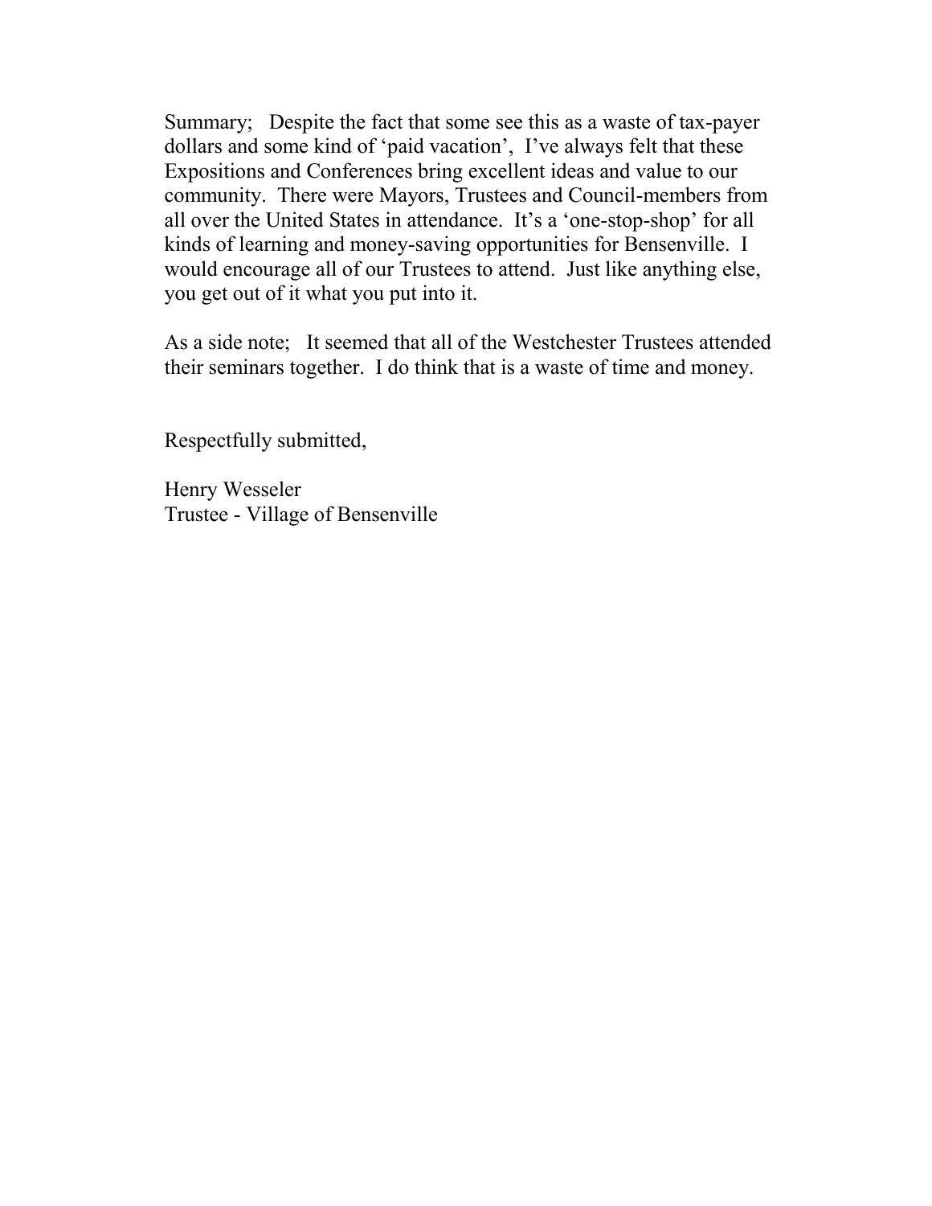Summary; Despite the fact that some see this as a waste of tax-payer dollars and some kind of 'paid vacation', I've always felt that these Expositions and Conferences bring excellent ideas and value to our community. There were Mayors, Trustees and Council-members from all over the United States in attendance. It's a 'one-stop-shop' for all kinds of learning and money-saving opportunities for Bensenville. I would encourage all of our Trustees to attend. Just like anything else, you get out of it what you put into it.

As a side note; It seemed that all of the Westchester Trustees attended their seminars together. I do think that is a waste of time and money.

Respectfully submitted,

Henry Wesseler
Trustee - Village of Bensenville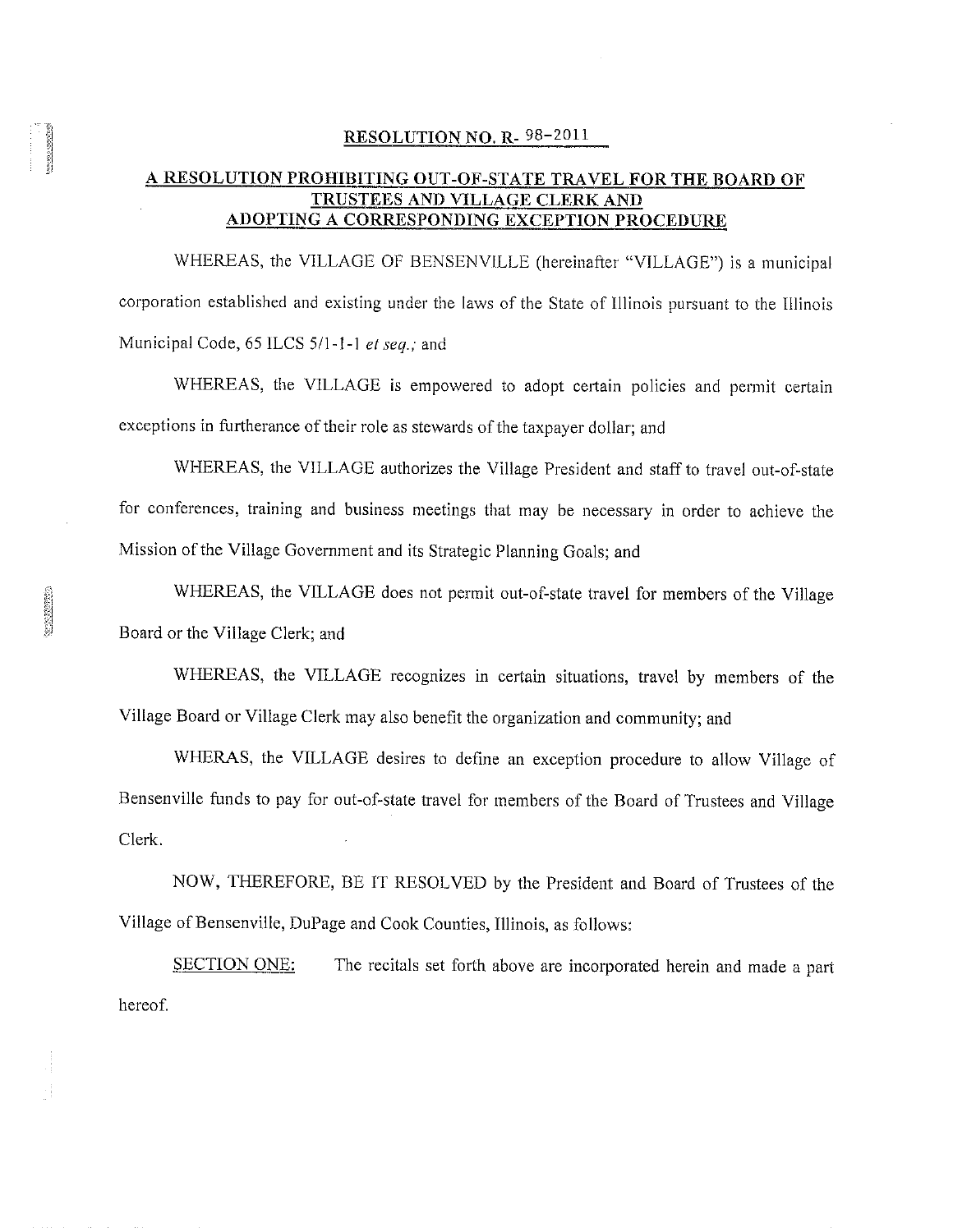**RESOLUTION NO. R- 98-2011**

**A RESOLUTION PROHIBITING OUT-OF-STATE TRAVEL FOR THE BOARD OF TRUSTEES AND VILLAGE CLERK AND ADOPTING A CORRESPONDING EXCEPTION PROCEDURE**

WHEREAS, the VILLAGE OF BENSENVILLE (hereinafter "VILLAGE") is a municipal corporation established and existing under the laws of the State of Illinois pursuant to the Illinois Municipal Code, 65 ILCS 5/1-1-1 *et seq.;* and

WHEREAS, the VILLAGE is empowered to adopt certain policies and permit certain exceptions in furtherance of their role as stewards of the taxpayer dollar; and

WHEREAS, the VILLAGE authorizes the Village President and staff to travel out-of-state for conferences, training and business meetings that may be necessary in order to achieve the Mission of the Village Government and its Strategic Planning Goals; and

WHEREAS, the VILLAGE does not permit out-of-state travel for members of the Village Board or the Village Clerk; and

WHEREAS, the VILLAGE recognizes in certain situations, travel by members of the Village Board or Village Clerk may also benefit the organization and community; and

WHERAS, the VILLAGE desires to define an exception procedure to allow Village of Bensenville funds to pay for out-of-state travel for members of the Board of Trustees and Village Clerk.

NOW, THEREFORE, BE IT RESOLVED by the President and Board of Trustees of the Village of Bensenville, DuPage and Cook Counties, Illinois, as follows:

SECTION ONE: The recitals set forth above are incorporated herein and made a part hereof.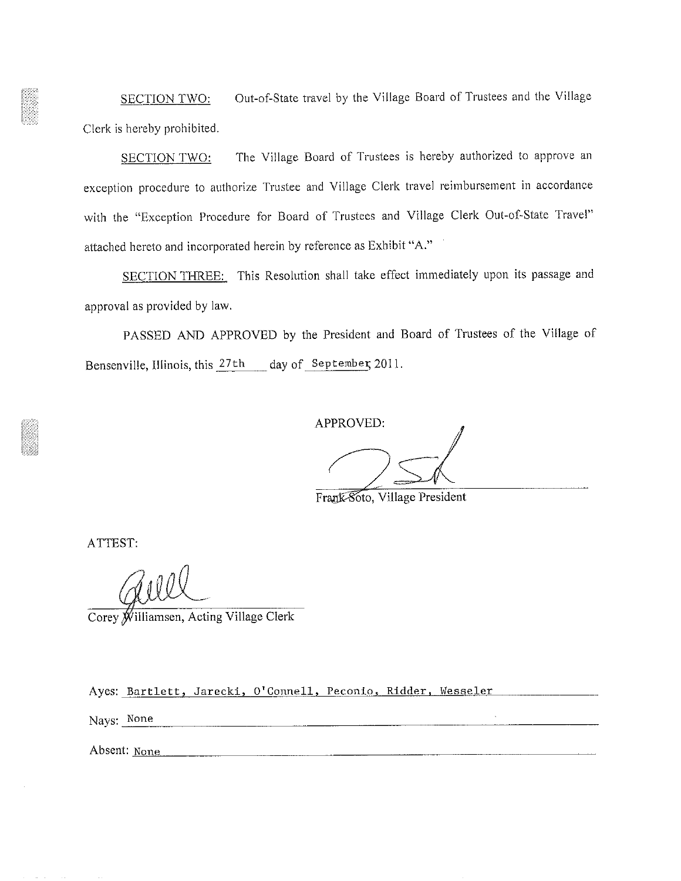SECTION TWO: Out-of-State travel by the Village Board of Trustees and the Village Clerk is hereby prohibited.

SECTION TWO: The Village Board of Trustees is hereby authorized to approve an exception procedure to authorize Trustee and Village Clerk travel reimbursement in accordance with the "Exception Procedure for Board of Trustees and Village Clerk Out-of-State Travel" attached hereto and incorporated herein by reference as Exhibit "A."

SECTION THREE: This Resolution shall take effect immediately upon its passage and approval as provided by law.

PASSED AND APPROVED by the President and Board of Trustees of the Village of Bensenville, Illinois, this 27th day of September, 2011.

APPROVED:

Frank Soto, Village President

ATTEST:

Corey Williamsen, Acting Village Clerk

Ayes: Bartlett, Jarecki, O'Connell, Peconio, Ridder, Wesseler

Nays: None

Absent: None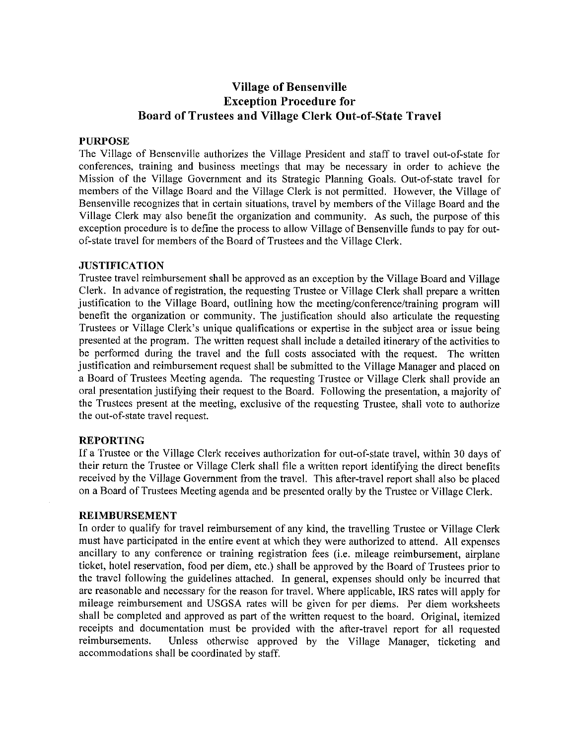# Village of Bensenville
# Exception Procedure for
# Board of Trustees and Village Clerk Out-of-State Travel

## PURPOSE

The Village of Bensenville authorizes the Village President and staff to travel out-of-state for conferences, training and business meetings that may be necessary in order to achieve the Mission of the Village Government and its Strategic Planning Goals. Out-of-state travel for members of the Village Board and the Village Clerk is not permitted. However, the Village of Bensenville recognizes that in certain situations, travel by members of the Village Board and the Village Clerk may also benefit the organization and community. As such, the purpose of this exception procedure is to define the process to allow Village of Bensenville funds to pay for out-of-state travel for members of the Board of Trustees and the Village Clerk.

## JUSTIFICATION

Trustee travel reimbursement shall be approved as an exception by the Village Board and Village Clerk. In advance of registration, the requesting Trustee or Village Clerk shall prepare a written justification to the Village Board, outlining how the meeting/conference/training program will benefit the organization or community. The justification should also articulate the requesting Trustees or Village Clerk's unique qualifications or expertise in the subject area or issue being presented at the program. The written request shall include a detailed itinerary of the activities to be performed during the travel and the full costs associated with the request. The written justification and reimbursement request shall be submitted to the Village Manager and placed on a Board of Trustees Meeting agenda. The requesting Trustee or Village Clerk shall provide an oral presentation justifying their request to the Board. Following the presentation, a majority of the Trustees present at the meeting, exclusive of the requesting Trustee, shall vote to authorize the out-of-state travel request.

## REPORTING

If a Trustee or the Village Clerk receives authorization for out-of-state travel, within 30 days of their return the Trustee or Village Clerk shall file a written report identifying the direct benefits received by the Village Government from the travel. This after-travel report shall also be placed on a Board of Trustees Meeting agenda and be presented orally by the Trustee or Village Clerk.

## REIMBURSEMENT

In order to qualify for travel reimbursement of any kind, the travelling Trustee or Village Clerk must have participated in the entire event at which they were authorized to attend. All expenses ancillary to any conference or training registration fees (i.e. mileage reimbursement, airplane ticket, hotel reservation, food per diem, etc.) shall be approved by the Board of Trustees prior to the travel following the guidelines attached. In general, expenses should only be incurred that are reasonable and necessary for the reason for travel. Where applicable, IRS rates will apply for mileage reimbursement and USGSA rates will be given for per diems. Per diem worksheets shall be completed and approved as part of the written request to the board. Original, itemized receipts and documentation must be provided with the after-travel report for all requested reimbursements. Unless otherwise approved by the Village Manager, ticketing and accommodations shall be coordinated by staff.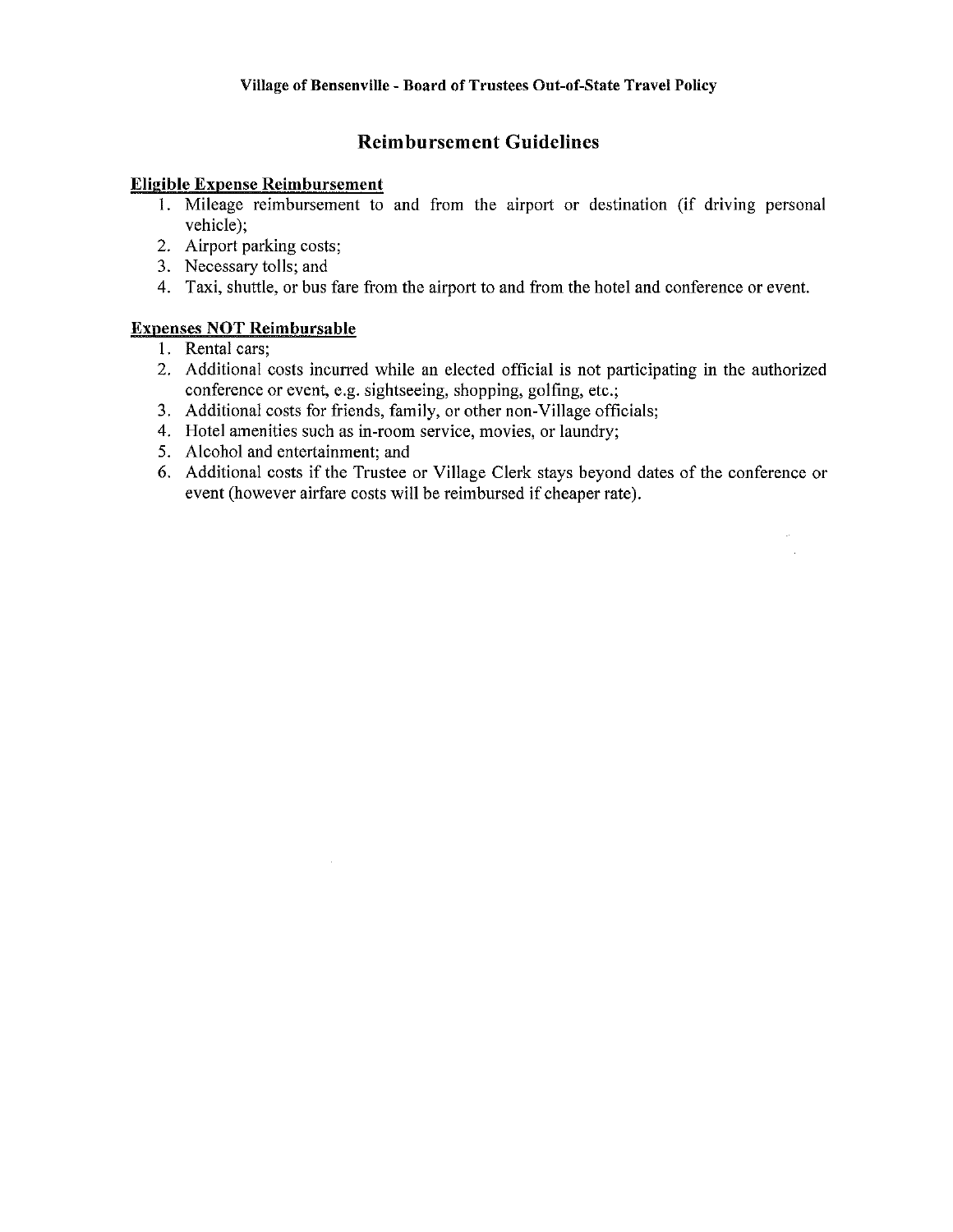**Village of Bensenville - Board of Trustees Out-of-State Travel Policy**

## Reimbursement Guidelines

**Eligible Expense Reimbursement**

1. Mileage reimbursement to and from the airport or destination (if driving personal vehicle);
2. Airport parking costs;
3. Necessary tolls; and
4. Taxi, shuttle, or bus fare from the airport to and from the hotel and conference or event.

**Expenses NOT Reimbursable**

1. Rental cars;
2. Additional costs incurred while an elected official is not participating in the authorized conference or event, e.g. sightseeing, shopping, golfing, etc.;
3. Additional costs for friends, family, or other non-Village officials;
4. Hotel amenities such as in-room service, movies, or laundry;
5. Alcohol and entertainment; and
6. Additional costs if the Trustee or Village Clerk stays beyond dates of the conference or event (however airfare costs will be reimbursed if cheaper rate).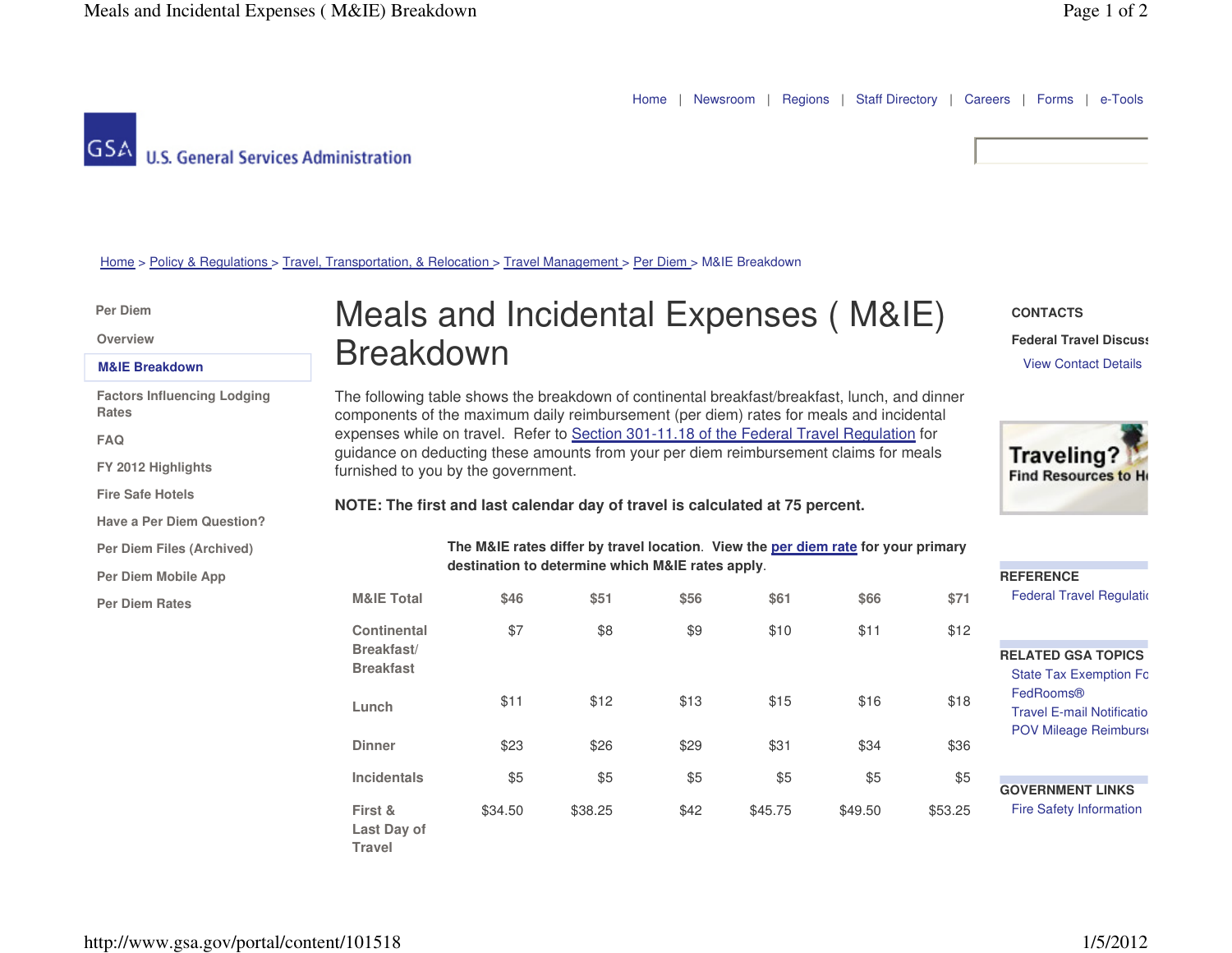Home | Newsroom | Regions | Staff Directory | Careers | Forms | e-Tools

GSA U.S. General Services Administration

Home > Policy & Regulations > Travel, Transportation, & Relocation > Travel Management > Per Diem > M&IE Breakdown

- Per Diem
- Overview
- **M&IE Breakdown**
- Factors Influencing Lodging Rates
- FAQ
- FY 2012 Highlights
- Fire Safe Hotels
- Have a Per Diem Question?
- Per Diem Files (Archived)
- Per Diem Mobile App
- Per Diem Rates

# Meals and Incidental Expenses ( M&IE) Breakdown

The following table shows the breakdown of continental breakfast/breakfast, lunch, and dinner components of the maximum daily reimbursement (per diem) rates for meals and incidental expenses while on travel. Refer to Section 301-11.18 of the Federal Travel Regulation for guidance on deducting these amounts from your per diem reimbursement claims for meals furnished to you by the government.

**NOTE: The first and last calendar day of travel is calculated at 75 percent.**

**The M&IE rates differ by travel location. View the per diem rate for your primary destination to determine which M&IE rates apply.**

| M&IE Total | $46 | $51 | $56 | $61 | $66 | $71 |
|---|---|---|---|---|---|---|
| Continental Breakfast/ Breakfast | $7 | $8 | $9 | $10 | $11 | $12 |
| Lunch | $11 | $12 | $13 | $15 | $16 | $18 |
| Dinner | $23 | $26 | $29 | $31 | $34 | $36 |
| Incidentals | $5 | $5 | $5 | $5 | $5 | $5 |
| First & Last Day of Travel | $34.50 | $38.25 | $42 | $45.75 | $49.50 | $53.25 |

**CONTACTS**

**Federal Travel Discuss**

View Contact Details

Traveling? Find Resources to H

**REFERENCE**

Federal Travel Regulati

**RELATED GSA TOPICS**

- State Tax Exemption Fo
- FedRooms®
- Travel E-mail Notificatio
- POV Mileage Reimburs

**GOVERNMENT LINKS**

Fire Safety Information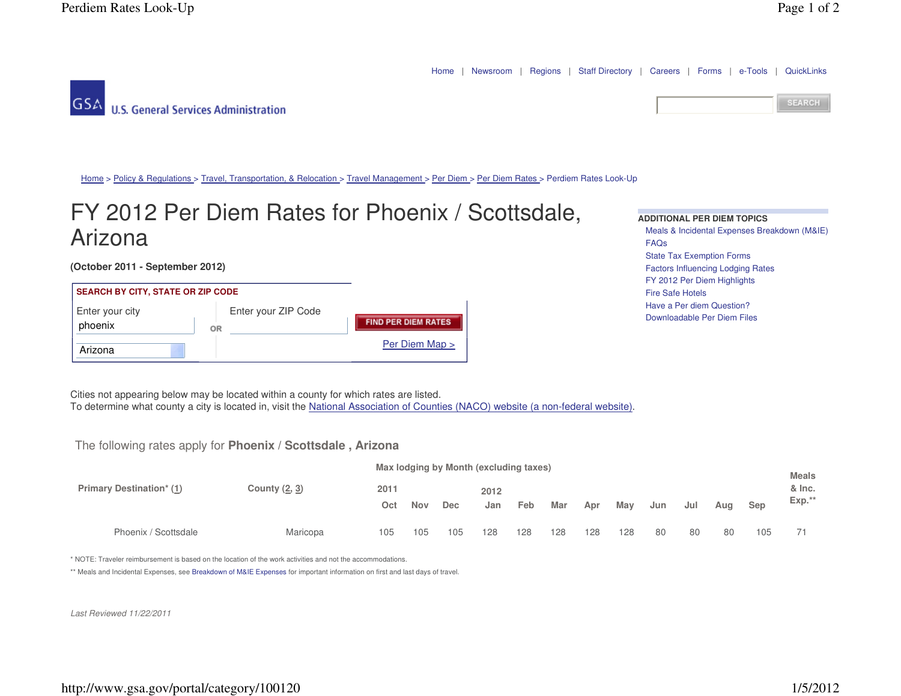Home | Newsroom | Regions | Staff Directory | Careers | Forms | e-Tools | QuickLinks

GSA U.S. General Services Administration

SEARCH

Home > Policy & Regulations > Travel, Transportation, & Relocation > Travel Management > Per Diem > Per Diem Rates > Perdiem Rates Look-Up

# FY 2012 Per Diem Rates for Phoenix / Scottsdale, Arizona

**(October 2011 - September 2012)**

**SEARCH BY CITY, STATE OR ZIP CODE**

Enter your city: phoenix

Arizona

OR

Enter your ZIP Code

FIND PER DIEM RATES

Per Diem Map >

**ADDITIONAL PER DIEM TOPICS**

- Meals & Incidental Expenses Breakdown (M&IE)
- FAQs
- State Tax Exemption Forms
- Factors Influencing Lodging Rates
- FY 2012 Per Diem Highlights
- Fire Safe Hotels
- Have a Per diem Question?
- Downloadable Per Diem Files

Cities not appearing below may be located within a county for which rates are listed.
To determine what county a city is located in, visit the National Association of Counties (NACO) website (a non-federal website).

The following rates apply for **Phoenix** / **Scottsdale** , **Arizona**

| Primary Destination* (1) | County (2, 3) | Max lodging by Month (excluding taxes) 2011 Oct | Nov | Dec | 2012 Jan | Feb | Mar | Apr | May | Jun | Jul | Aug | Sep | Meals & Inc. Exp.** |
|---|---|---|---|---|---|---|---|---|---|---|---|---|---|---|
| Phoenix / Scottsdale | Maricopa | 105 | 105 | 105 | 128 | 128 | 128 | 128 | 128 | 80 | 80 | 80 | 105 | 71 |

* NOTE: Traveler reimbursement is based on the location of the work activities and not the accommodations.

** Meals and Incidental Expenses, see Breakdown of M&IE Expenses for important information on first and last days of travel.

*Last Reviewed 11/22/2011*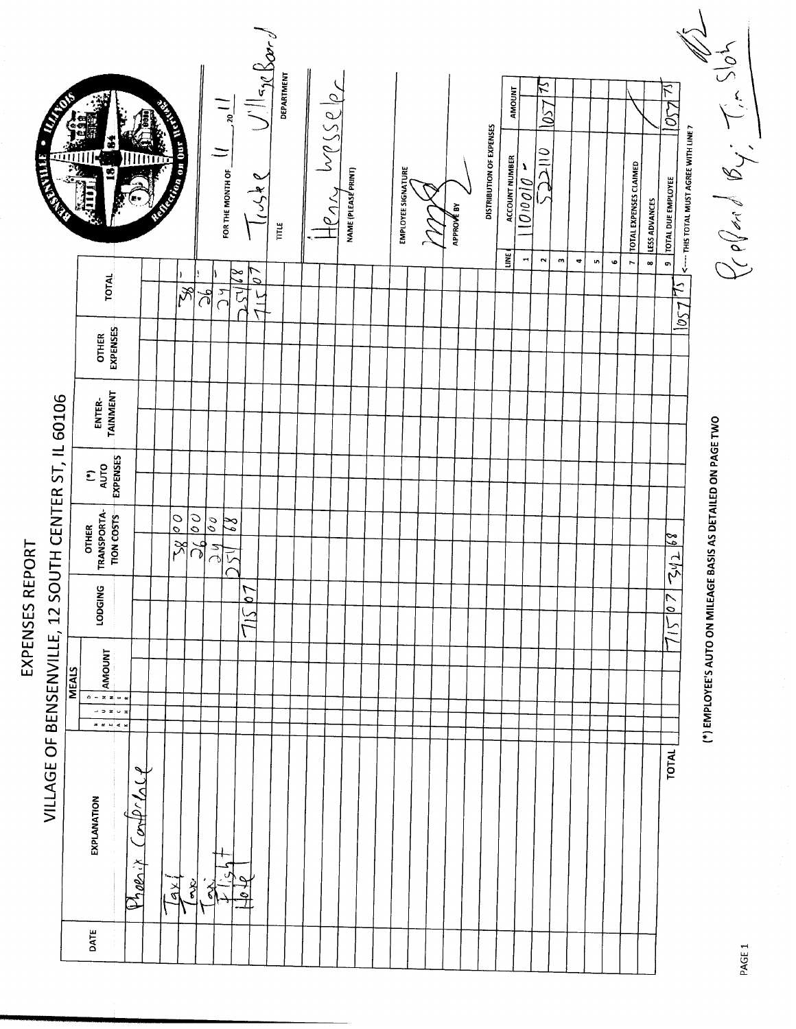# EXPENSES REPORT

## VILLAGE OF BENSENVILLE, 12 SOUTH CENTER ST, IL 60106

| DATE | EXPLANATION | MEALS: BREAK | LUNCH | DINNER | MEALS: AMOUNT | LODGING | OTHER TRANSPORTATION COSTS | (*) AUTO EXPENSES | ENTERTAINMENT | OTHER EXPENSES | TOTAL |
|---|---|---|---|---|---|---|---|---|---|---|---|
| | Phoenix Conference | | | | | | | | | | |
| | | | | | | | | | | | |
| | Taxi | | | | | | 38.00 | | | | 38 |
| | Taxi | | | | | | 26.00 | | | | 26 |
| | Taxi | | | | | | 24.00 | | | | 24 |
| | Flight | | | | | | 254.68 | | | | 254.68 |
| | Hotel | | | | | 715.07 | | | | | 715.07 |
| | **TOTAL** | | | | | 715.07 | 342.68 | | | | 1057.75 |

(*) EMPLOYEE'S AUTO ON MILEAGE BASIS AS DETAILED ON PAGE TWO

FOR THE MONTH OF 11, 20 11

Trustee Village Board

TITLE | DEPARTMENT

Henry Wesseler

NAME (PLEASE PRINT)

EMPLOYEE SIGNATURE

[signature]

APPROVE BY

### DISTRIBUTION OF EXPENSES

| LINE | ACCOUNT NUMBER | AMOUNT |
|---|---|---|
| 1 | 1101010 - | |
| 2 | 522110 | 1057.75 |
| 3 | | |
| 4 | | |
| 5 | | |
| 6 | | |
| 7 | TOTAL EXPENSES CLAIMED | |
| 8 | LESS ADVANCES | |
| 9 | TOTAL DUE EMPLOYEE | 1057.75 |

<---- THIS TOTAL MUST AGREE WITH LINE 7

Prepared By: Tim Sloth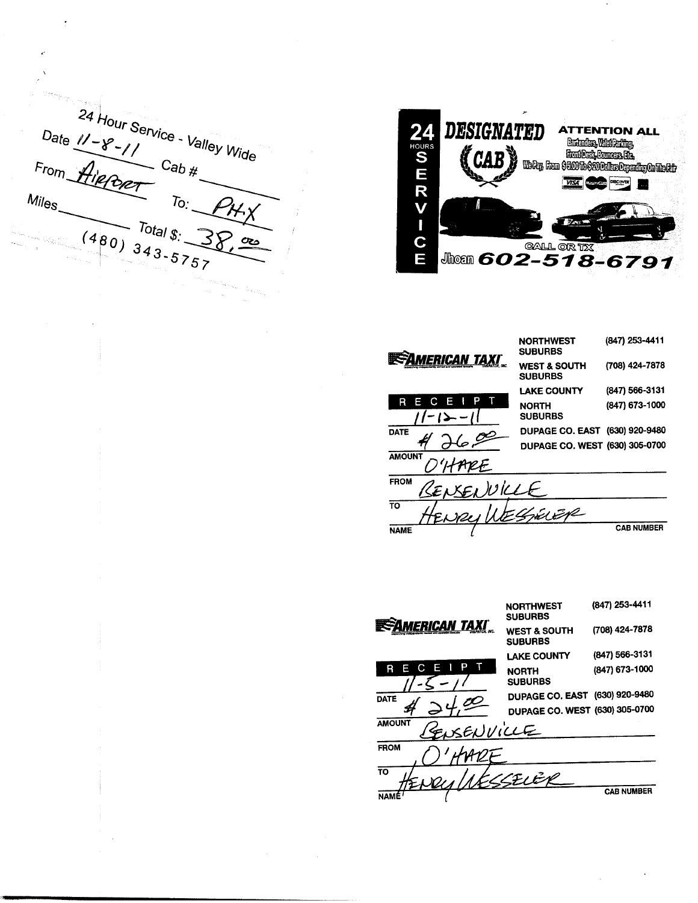24 Hour Service - Valley Wide

Date 11-8-11 Cab # ________

From Airport To: PHX

Miles ________ Total $: 38.00

(480) 343-5757

---

**24 HOURS SERVICE**

# DESIGNATED CAB

**ATTENTION ALL**

Bartenders, Valet Parking, Front Desk, Bouncers, Etc.

We Pay, From $5.00 To $20 Dollars Depending On The Fair

VISA MasterCard DISCOVER

CALL OR TX

Jhoan **602-518-6791**

---

**AMERICAN TAXI** DISPATCH, INC.

| | |
|---|---|
| NORTHWEST SUBURBS | (847) 253-4411 |
| WEST & SOUTH SUBURBS | (708) 424-7878 |
| LAKE COUNTY | (847) 566-3131 |
| NORTH SUBURBS | (847) 673-1000 |
| DUPAGE CO. EAST | (630) 920-9480 |
| DUPAGE CO. WEST | (630) 305-0700 |

**RECEIPT**

DATE: 11-12-11

AMOUNT: $ 26.00

FROM: O'HARE

TO: BENSENVILLE

NAME: HENRY WESSELER

CAB NUMBER: ________

---

**AMERICAN TAXI** DISPATCH, INC.

| | |
|---|---|
| NORTHWEST SUBURBS | (847) 253-4411 |
| WEST & SOUTH SUBURBS | (708) 424-7878 |
| LAKE COUNTY | (847) 566-3131 |
| NORTH SUBURBS | (847) 673-1000 |
| DUPAGE CO. EAST | (630) 920-9480 |
| DUPAGE CO. WEST | (630) 305-0700 |

**RECEIPT**

DATE: 11-5-11

AMOUNT: $ 24.00

FROM: BENSENVILLE

TO: O'HARE

NAME: HENRY WESSELER

CAB NUMBER: ________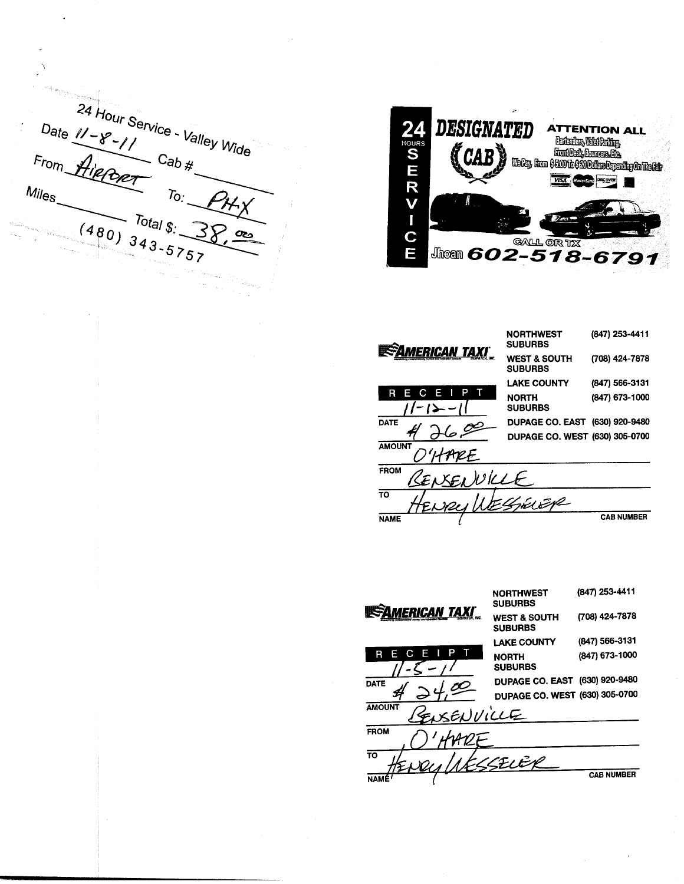24 Hour Service - Valley Wide

Date 11-8-11 Cab # ________

From Airport To: PHX

Miles ________ Total $: 38.00

(480) 343-5757

---

**24 HOURS SERVICE**

**DESIGNATED CAB**

**ATTENTION ALL**

Bartenders, Valet Parking, Front Desk, Bouncers, Etc.

We Pay From $5.00 To $20 Dollars Depending On The Fair

VISA MasterCard DISCOVER

CALL OR TX

Jhoan **602-518-6791**

---

**AMERICAN TAXI** DISPATCH, INC.

| | |
|---|---|
| NORTHWEST SUBURBS | (847) 253-4411 |
| WEST & SOUTH SUBURBS | (708) 424-7878 |
| LAKE COUNTY | (847) 566-3131 |
| NORTH SUBURBS | (847) 673-1000 |
| DUPAGE CO. EAST | (630) 920-9480 |
| DUPAGE CO. WEST | (630) 305-0700 |

**RECEIPT**

DATE: 11-12-11

AMOUNT: $ 26.00

FROM: O'HARE

TO: BENSENVILLE

NAME: HENRY WESSELER

CAB NUMBER: ________

---

**AMERICAN TAXI** DISPATCH, INC.

| | |
|---|---|
| NORTHWEST SUBURBS | (847) 253-4411 |
| WEST & SOUTH SUBURBS | (708) 424-7878 |
| LAKE COUNTY | (847) 566-3131 |
| NORTH SUBURBS | (847) 673-1000 |
| DUPAGE CO. EAST | (630) 920-9480 |
| DUPAGE CO. WEST | (630) 305-0700 |

**RECEIPT**

DATE: 11-5-11

AMOUNT: $ 24.00

FROM: BENSENVILLE

TO: O'HARE

NAME: HENRY WESSELER

CAB NUMBER: ________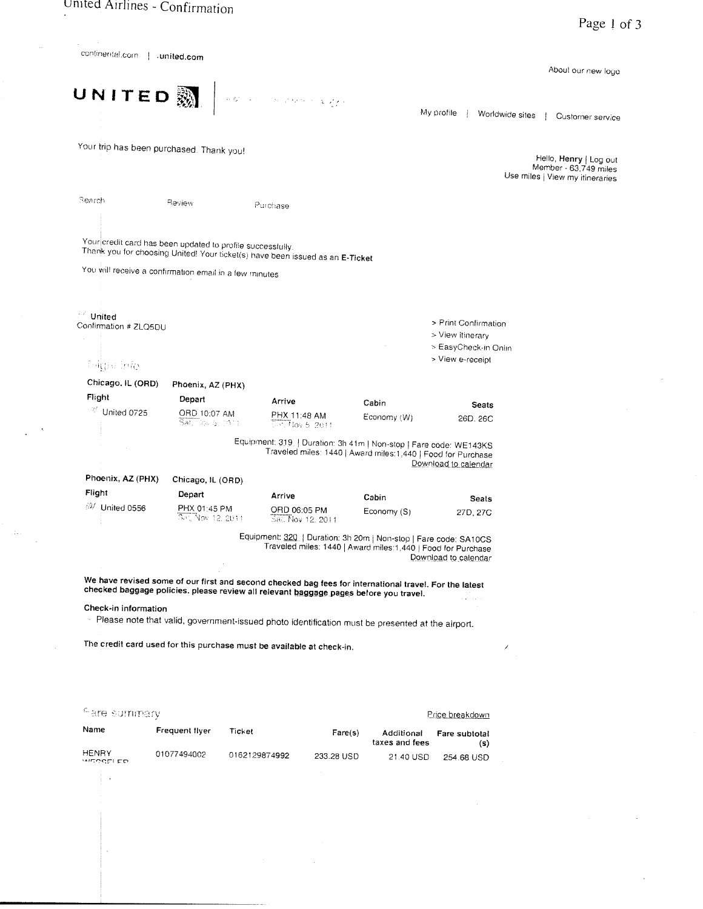# United Airlines - Confirmation

continental.com | united.com

About our new logo

**UNITED**

My profile | Worldwide sites | Customer service

Your trip has been purchased. Thank you!

Hello, **Henry** | Log out
Member - 63,749 miles
Use miles | View my itineraries

Search    Review    Purchase

Your credit card has been updated to profile successfully.
Thank you for choosing United! Your ticket(s) have been issued as an **E-Ticket**

You will receive a confirmation email in a few minutes

**United**
Confirmation # ZLQ5DU

> Print Confirmation
> View itinerary
> EasyCheck-in Onlin
> View e-receipt

## Flight Info

**Chicago, IL (ORD) → Phoenix, AZ (PHX)**

| Flight | Depart | Arrive | Cabin | Seats |
|---|---|---|---|---|
| United 0725 | ORD 10:07 AM Sat, Nov 5, 2011 | PHX 11:48 AM Sat, Nov 5, 2011 | Economy (W) | 26D, 26C |

Equipment: 319 | Duration: 3h 41m | Non-stop | Fare code: WE143KS
Traveled miles: 1440 | Award miles:1,440 | Food for Purchase
Download to calendar

**Phoenix, AZ (PHX) → Chicago, IL (ORD)**

| Flight | Depart | Arrive | Cabin | Seats |
|---|---|---|---|---|
| United 0556 | PHX 01:45 PM Sat, Nov 12, 2011 | ORD 06:05 PM Sat, Nov 12, 2011 | Economy (S) | 27D, 27C |

Equipment: 320 | Duration: 3h 20m | Non-stop | Fare code: SA10CS
Traveled miles: 1440 | Award miles:1,440 | Food for Purchase
Download to calendar

**We have revised some of our first and second checked bag fees for international travel. For the latest checked baggage policies, please review all relevant baggage pages before you travel.**

**Check-in information**

- Please note that valid, government-issued photo identification must be presented at the airport.

**The credit card used for this purchase must be available at check-in.**

## Fare summary

Price breakdown

| Name | Frequent flyer | Ticket | Fare(s) | Additional taxes and fees | Fare subtotal (s) |
|---|---|---|---|---|---|
| HENRY WESSELER | 01077494002 | 0162129874992 | 233.28 USD | 21.40 USD | 254.68 USD |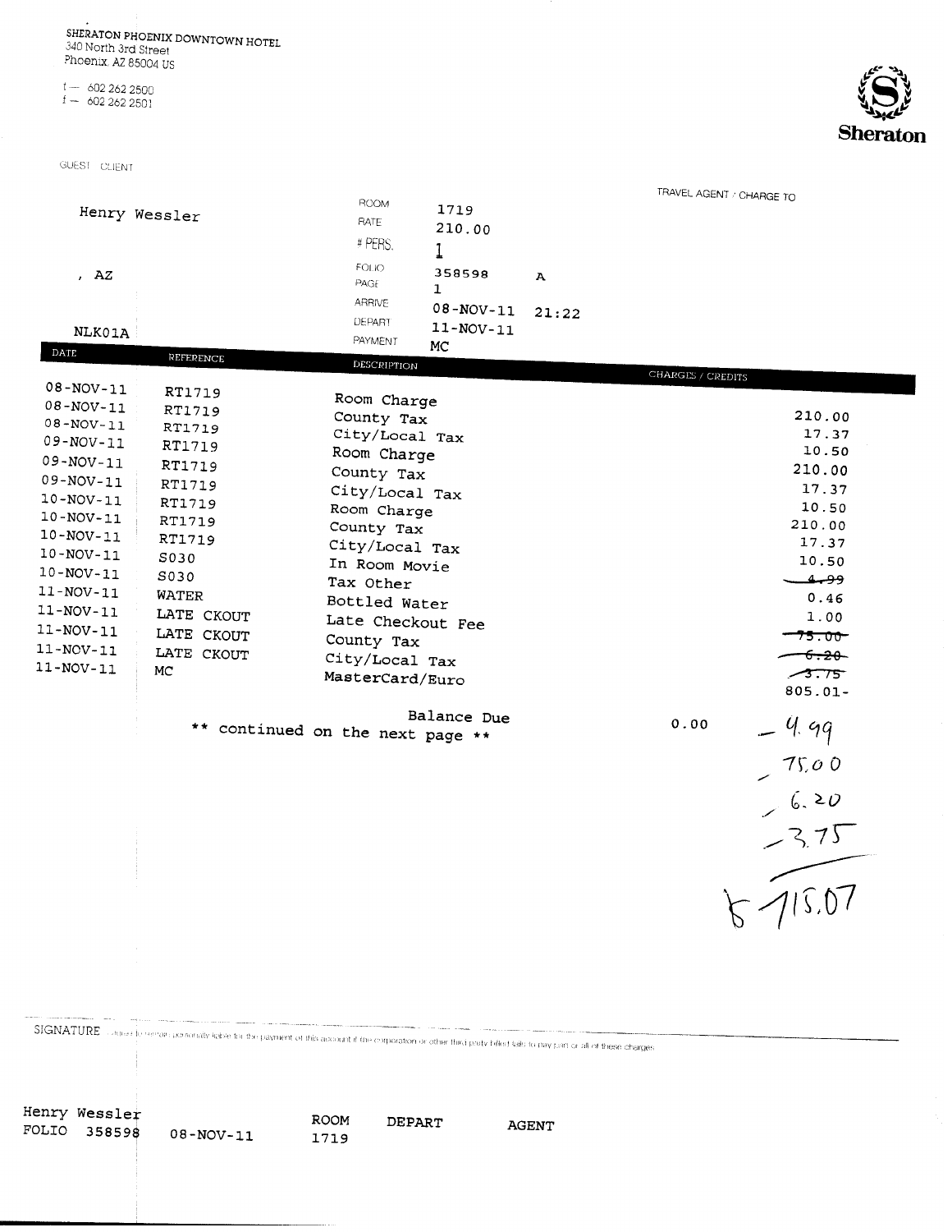SHERATON PHOENIX DOWNTOWN HOTEL
340 North 3rd Street
Phoenix, AZ 85004 US

t — 602 262 2500
f — 602 262 2501

Sheraton

GUEST CLIENT

Henry Wessler

, AZ

NLK01A

| | | |
|---|---|---|
| ROOM | 1719 | |
| RATE | 210.00 | |
| # PERS. | 1 | |
| FOLIO | 358598 | A |
| PAGE | 1 | |
| ARRIVE | 08-NOV-11 | 21:22 |
| DEPART | 11-NOV-11 | |
| PAYMENT | MC | |

TRAVEL AGENT / CHARGE TO

| DATE | REFERENCE | DESCRIPTION | CHARGES / CREDITS |
|---|---|---|---|
| 08-NOV-11 | RT1719 | Room Charge | 210.00 |
| 08-NOV-11 | RT1719 | County Tax | 17.37 |
| 08-NOV-11 | RT1719 | City/Local Tax | 10.50 |
| 09-NOV-11 | RT1719 | Room Charge | 210.00 |
| 09-NOV-11 | RT1719 | County Tax | 17.37 |
| 09-NOV-11 | RT1719 | City/Local Tax | 10.50 |
| 10-NOV-11 | RT1719 | Room Charge | 210.00 |
| 10-NOV-11 | RT1719 | County Tax | 17.37 |
| 10-NOV-11 | RT1719 | City/Local Tax | 10.50 |
| 10-NOV-11 | S030 | In Room Movie | ~~4.99~~ |
| 10-NOV-11 | S030 | Tax Other | 0.46 |
| 11-NOV-11 | WATER | Bottled Water | 1.00 |
| 11-NOV-11 | LATE CKOUT | Late Checkout Fee | ~~75.00~~ |
| 11-NOV-11 | LATE CKOUT | County Tax | ~~6.20~~ |
| 11-NOV-11 | LATE CKOUT | City/Local Tax | ~~3.75~~ |
| 11-NOV-11 | MC | MasterCard/Euro | 805.01- |

Balance Due 0.00

** continued on the next page **

(handwritten:)
- 4.99
- 75.00
- 6.20
- 3.75

$715.07

SIGNATURE: I agree to remain personally liable for the payment of this account if the corporation or other third party billed fails to pay part or all of these charges.

Henry Wessler
FOLIO 358598 08-NOV-11 ROOM 1719 DEPART AGENT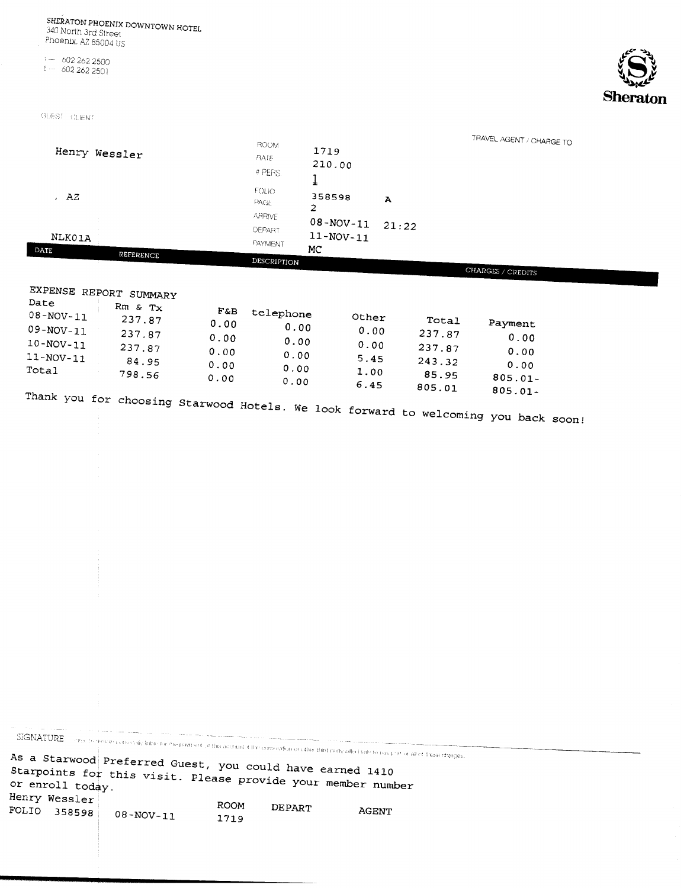SHERATON PHOENIX DOWNTOWN HOTEL
340 North 3rd Street
Phoenix, AZ 85004 US

T — 602 262 2500
F — 602 262 2501

Sheraton

GUEST / CLIENT

Henry Wessler

, AZ

NLK01A

| | |
|---|---|
| ROOM | 1719 |
| RATE | 210.00 |
| # PERS | 1 |
| FOLIO | 358598 A |
| PAGE | 2 |
| ARRIVE | 08-NOV-11 21:22 |
| DEPART | 11-NOV-11 |
| PAYMENT | MC |

TRAVEL AGENT / CHARGE TO

| DATE | REFERENCE | DESCRIPTION | CHARGES / CREDITS |
|---|---|---|---|

EXPENSE REPORT SUMMARY

| Date | Rm & Tx | F&B | telephone | Other | Total | Payment |
|---|---|---|---|---|---|---|
| 08-NOV-11 | 237.87 | 0.00 | 0.00 | 0.00 | 237.87 | 0.00 |
| 09-NOV-11 | 237.87 | 0.00 | 0.00 | 0.00 | 237.87 | 0.00 |
| 10-NOV-11 | 237.87 | 0.00 | 0.00 | 5.45 | 243.32 | 0.00 |
| 11-NOV-11 | 84.95 | 0.00 | 0.00 | 1.00 | 85.95 | 805.01- |
| Total | 798.56 | 0.00 | 0.00 | 6.45 | 805.01 | 805.01- |

Thank you for choosing Starwood Hotels. We look forward to welcoming you back soon!

SIGNATURE

As a Starwood Preferred Guest, you could have earned 1410 Starpoints for this visit. Please provide your member number or enroll today.

| | | | | |
|---|---|---|---|---|
| Henry Wessler | | | | |
| FOLIO 358598 | 08-NOV-11 | ROOM 1719 | DEPART | AGENT |